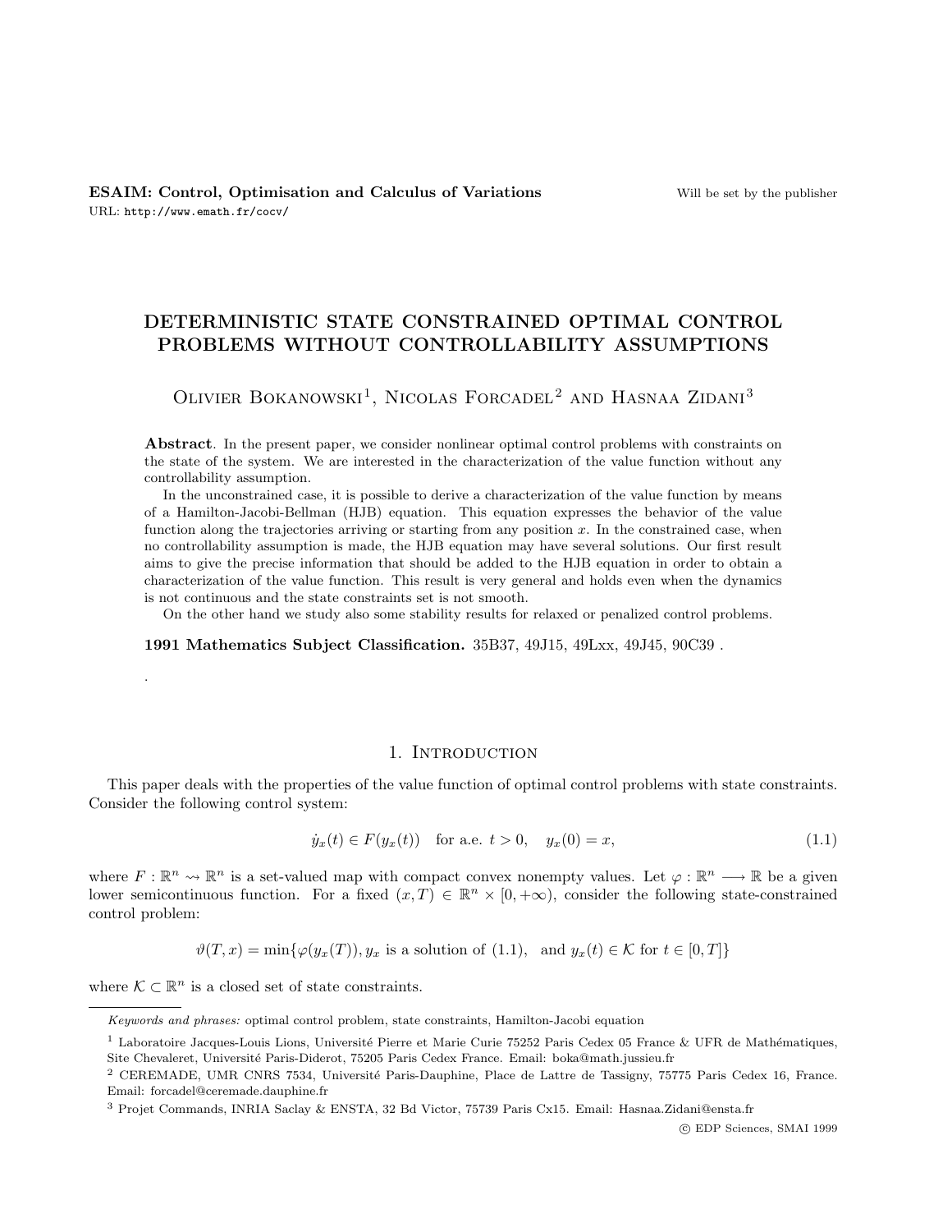**ESAIM: Control, Optimisation and Calculus of Variations** Will be set by the publisher
URL: http://www.emath.fr/cocv/

# DETERMINISTIC STATE CONSTRAINED OPTIMAL CONTROL PROBLEMS WITHOUT CONTROLLABILITY ASSUMPTIONS

Olivier Bokanowski[1], Nicolas Forcadel[2] and Hasnaa Zidani[3]

**Abstract**. In the present paper, we consider nonlinear optimal control problems with constraints on the state of the system. We are interested in the characterization of the value function without any controllability assumption.

In the unconstrained case, it is possible to derive a characterization of the value function by means of a Hamilton-Jacobi-Bellman (HJB) equation. This equation expresses the behavior of the value function along the trajectories arriving or starting from any position $x$. In the constrained case, when no controllability assumption is made, the HJB equation may have several solutions. Our first result aims to give the precise information that should be added to the HJB equation in order to obtain a characterization of the value function. This result is very general and holds even when the dynamics is not continuous and the state constraints set is not smooth.

On the other hand we study also some stability results for relaxed or penalized control problems.

**1991 Mathematics Subject Classification.** 35B37, 49J15, 49Lxx, 49J45, 90C39 .

.

## 1. Introduction

This paper deals with the properties of the value function of optimal control problems with state constraints. Consider the following control system:

$$\dot{y}_x(t) \in F(y_x(t)) \quad \text{for a.e. } t > 0, \quad y_x(0) = x, \tag{1.1}$$

where $F : \mathbb{R}^n \rightsquigarrow \mathbb{R}^n$ is a set-valued map with compact convex nonempty values. Let $\varphi : \mathbb{R}^n \longrightarrow \mathbb{R}$ be a given lower semicontinuous function. For a fixed $(x, T) \in \mathbb{R}^n \times [0, +\infty)$, consider the following state-constrained control problem:

$$\vartheta(T, x) = \min\{\varphi(y_x(T)), y_x \text{ is a solution of (1.1)}, \text{ and } y_x(t) \in \mathcal{K} \text{ for } t \in [0, T]\}$$

where $\mathcal{K} \subset \mathbb{R}^n$ is a closed set of state constraints.

---

*Keywords and phrases:* optimal control problem, state constraints, Hamilton-Jacobi equation

[1] Laboratoire Jacques-Louis Lions, Université Pierre et Marie Curie 75252 Paris Cedex 05 France & UFR de Mathématiques, Site Chevaleret, Université Paris-Diderot, 75205 Paris Cedex France. Email: boka@math.jussieu.fr

[2] CEREMADE, UMR CNRS 7534, Université Paris-Dauphine, Place de Lattre de Tassigny, 75775 Paris Cedex 16, France. Email: forcadel@ceremade.dauphine.fr

[3] Projet Commands, INRIA Saclay & ENSTA, 32 Bd Victor, 75739 Paris Cx15. Email: Hasnaa.Zidani@ensta.fr

© EDP Sciences, SMAI 1999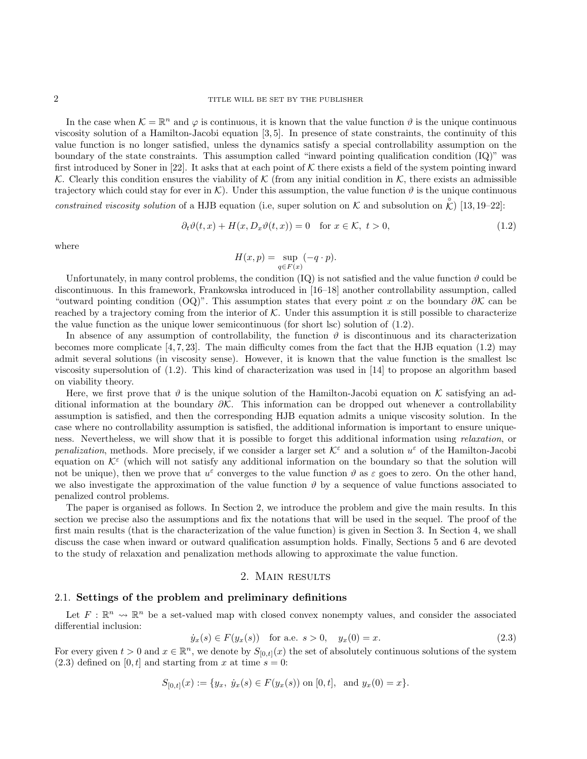In the case when $\mathcal{K} = \mathbb{R}^n$ and $\varphi$ is continuous, it is known that the value function $\vartheta$ is the unique continuous viscosity solution of a Hamilton-Jacobi equation [3, 5]. In presence of state constraints, the continuity of this value function is no longer satisfied, unless the dynamics satisfy a special controllability assumption on the boundary of the state constraints. This assumption called "inward pointing qualification condition (IQ)" was first introduced by Soner in [22]. It asks that at each point of $\mathcal{K}$ there exists a field of the system pointing inward $\mathcal{K}$. Clearly this condition ensures the viability of $\mathcal{K}$ (from any initial condition in $\mathcal{K}$, there exists an admissible trajectory which could stay for ever in $\mathcal{K}$). Under this assumption, the value function $\vartheta$ is the unique continuous *constrained viscosity solution* of a HJB equation (i.e, super solution on $\mathcal{K}$ and subsolution on $\overset{\circ}{\mathcal{K}}$) [13, 19–22]:

$$\partial_t \vartheta(t, x) + H(x, D_x \vartheta(t, x)) = 0 \quad \text{for } x \in \mathcal{K},\ t > 0, \tag{1.2}$$

where

$$H(x, p) = \sup_{q \in F(x)} (-q \cdot p).$$

Unfortunately, in many control problems, the condition (IQ) is not satisfied and the value function $\vartheta$ could be discontinuous. In this framework, Frankowska introduced in [16–18] another controllability assumption, called "outward pointing condition (OQ)". This assumption states that every point $x$ on the boundary $\partial\mathcal{K}$ can be reached by a trajectory coming from the interior of $\mathcal{K}$. Under this assumption it is still possible to characterize the value function as the unique lower semicontinuous (for short lsc) solution of (1.2).

In absence of any assumption of controllability, the function $\vartheta$ is discontinuous and its characterization becomes more complicate [4, 7, 23]. The main difficulty comes from the fact that the HJB equation (1.2) may admit several solutions (in viscosity sense). However, it is known that the value function is the smallest lsc viscosity supersolution of (1.2). This kind of characterization was used in [14] to propose an algorithm based on viability theory.

Here, we first prove that $\vartheta$ is the unique solution of the Hamilton-Jacobi equation on $\mathcal{K}$ satisfying an additional information at the boundary $\partial\mathcal{K}$. This information can be dropped out whenever a controllability assumption is satisfied, and then the corresponding HJB equation admits a unique viscosity solution. In the case where no controllability assumption is satisfied, the additional information is important to ensure uniqueness. Nevertheless, we will show that it is possible to forget this additional information using *relaxation*, or *penalization*, methods. More precisely, if we consider a larger set $\mathcal{K}^\varepsilon$ and a solution $u^\varepsilon$ of the Hamilton-Jacobi equation on $\mathcal{K}^\varepsilon$ (which will not satisfy any additional information on the boundary so that the solution will not be unique), then we prove that $u^\varepsilon$ converges to the value function $\vartheta$ as $\varepsilon$ goes to zero. On the other hand, we also investigate the approximation of the value function $\vartheta$ by a sequence of value functions associated to penalized control problems.

The paper is organised as follows. In Section 2, we introduce the problem and give the main results. In this section we precise also the assumptions and fix the notations that will be used in the sequel. The proof of the first main results (that is the characterization of the value function) is given in Section 3. In Section 4, we shall discuss the case when inward or outward qualification assumption holds. Finally, Sections 5 and 6 are devoted to the study of relaxation and penalization methods allowing to approximate the value function.

## 2. Main results

### 2.1. Settings of the problem and preliminary definitions

Let $F : \mathbb{R}^n \rightsquigarrow \mathbb{R}^n$ be a set-valued map with closed convex nonempty values, and consider the associated differential inclusion:

$$\dot{y}_x(s) \in F(y_x(s)) \quad \text{for a.e. } s > 0, \quad y_x(0) = x. \tag{2.3}$$

For every given $t > 0$ and $x \in \mathbb{R}^n$, we denote by $S_{[0,t]}(x)$ the set of absolutely continuous solutions of the system (2.3) defined on $[0, t]$ and starting from $x$ at time $s = 0$:

$$S_{[0,t]}(x) := \{y_x,\ \dot{y}_x(s) \in F(y_x(s)) \text{ on } [0, t], \text{ and } y_x(0) = x\}.$$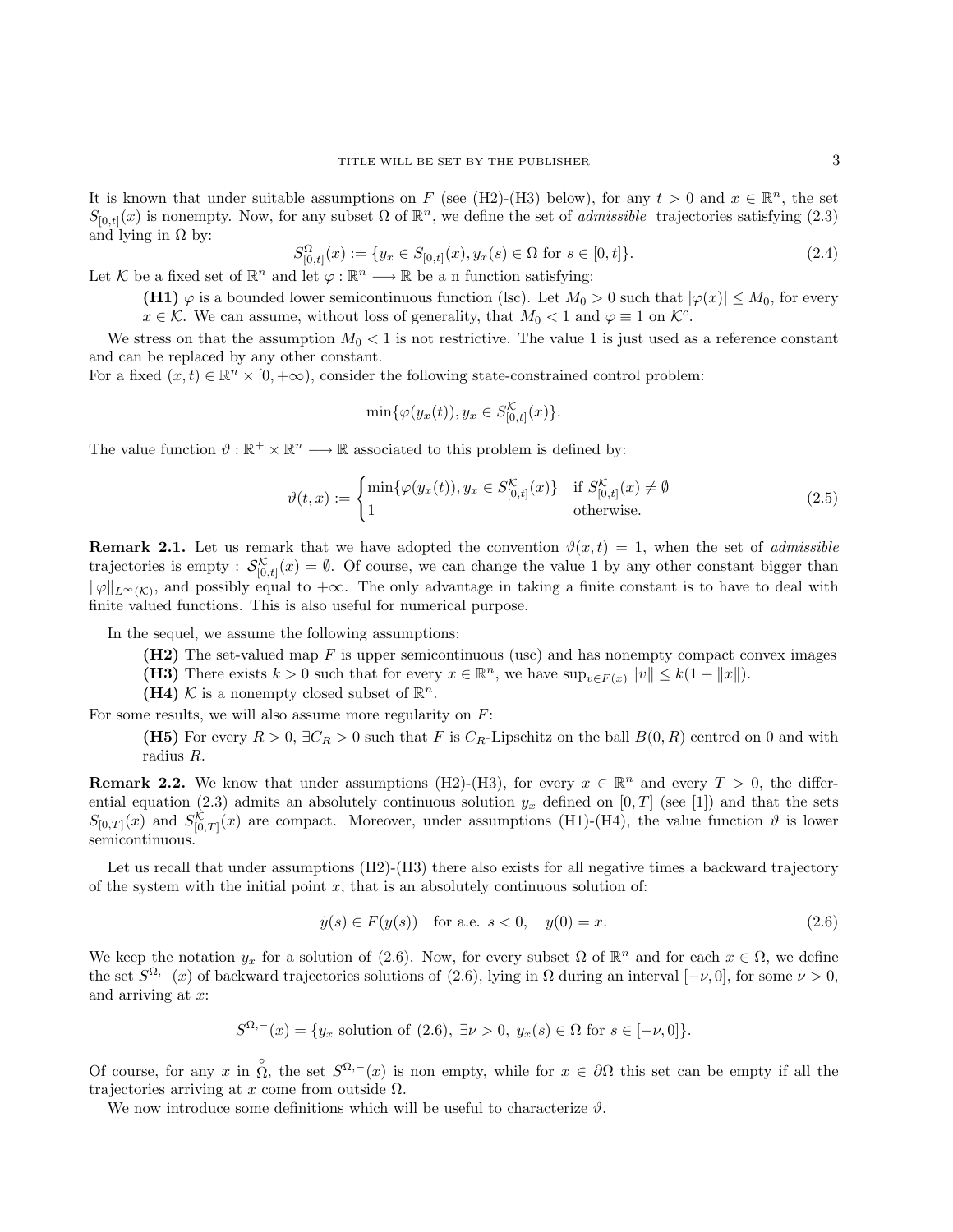It is known that under suitable assumptions on $F$ (see (H2)-(H3) below), for any $t > 0$ and $x \in \mathbb{R}^n$, the set $S_{[0,t]}(x)$ is nonempty. Now, for any subset $\Omega$ of $\mathbb{R}^n$, we define the set of *admissible* trajectories satisfying (2.3) and lying in $\Omega$ by:

$$S_{[0,t]}^{\Omega}(x) := \{y_x \in S_{[0,t]}(x), y_x(s) \in \Omega \text{ for } s \in [0,t]\}. \tag{2.4}$$

Let $\mathcal{K}$ be a fixed set of $\mathbb{R}^n$ and let $\varphi : \mathbb{R}^n \longrightarrow \mathbb{R}$ be a n function satisfying:

> **(H1)** $\varphi$ is a bounded lower semicontinuous function (lsc). Let $M_0 > 0$ such that $|\varphi(x)| \leq M_0$, for every $x \in \mathcal{K}$. We can assume, without loss of generality, that $M_0 < 1$ and $\varphi \equiv 1$ on $\mathcal{K}^c$.

We stress on that the assumption $M_0 < 1$ is not restrictive. The value 1 is just used as a reference constant and can be replaced by any other constant.

For a fixed $(x,t) \in \mathbb{R}^n \times [0, +\infty)$, consider the following state-constrained control problem:

$$\min\{\varphi(y_x(t)), y_x \in S_{[0,t]}^{\mathcal{K}}(x)\}.$$

The value function $\vartheta : \mathbb{R}^+ \times \mathbb{R}^n \longrightarrow \mathbb{R}$ associated to this problem is defined by:

$$\vartheta(t,x) := \begin{cases} \min\{\varphi(y_x(t)), y_x \in S_{[0,t]}^{\mathcal{K}}(x)\} & \text{if } S_{[0,t]}^{\mathcal{K}}(x) \neq \emptyset \\ 1 & \text{otherwise.} \end{cases} \tag{2.5}$$

**Remark 2.1.** Let us remark that we have adopted the convention $\vartheta(x,t) = 1$, when the set of *admissible* trajectories is empty : $\mathcal{S}_{[0,t]}^{\mathcal{K}}(x) = \emptyset$. Of course, we can change the value 1 by any other constant bigger than $\|\varphi\|_{L^\infty(\mathcal{K})}$, and possibly equal to $+\infty$. The only advantage in taking a finite constant is to have to deal with finite valued functions. This is also useful for numerical purpose.

In the sequel, we assume the following assumptions:

> **(H2)** The set-valued map $F$ is upper semicontinuous (usc) and has nonempty compact convex images
>
> **(H3)** There exists $k > 0$ such that for every $x \in \mathbb{R}^n$, we have $\sup_{v \in F(x)} \|v\| \leq k(1 + \|x\|)$.
>
> **(H4)** $\mathcal{K}$ is a nonempty closed subset of $\mathbb{R}^n$.

For some results, we will also assume more regularity on $F$:

> **(H5)** For every $R > 0$, $\exists C_R > 0$ such that $F$ is $C_R$-Lipschitz on the ball $B(0,R)$ centred on 0 and with radius $R$.

**Remark 2.2.** We know that under assumptions (H2)-(H3), for every $x \in \mathbb{R}^n$ and every $T > 0$, the differential equation (2.3) admits an absolutely continuous solution $y_x$ defined on $[0,T]$ (see [1]) and that the sets $S_{[0,T]}(x)$ and $S_{[0,T]}^{\mathcal{K}}(x)$ are compact. Moreover, under assumptions (H1)-(H4), the value function $\vartheta$ is lower semicontinuous.

Let us recall that under assumptions (H2)-(H3) there also exists for all negative times a backward trajectory of the system with the initial point $x$, that is an absolutely continuous solution of:

$$\dot{y}(s) \in F(y(s)) \quad \text{for a.e. } s < 0, \quad y(0) = x. \tag{2.6}$$

We keep the notation $y_x$ for a solution of (2.6). Now, for every subset $\Omega$ of $\mathbb{R}^n$ and for each $x \in \Omega$, we define the set $S^{\Omega,-}(x)$ of backward trajectories solutions of (2.6), lying in $\Omega$ during an interval $[-\nu, 0]$, for some $\nu > 0$, and arriving at $x$:

$$S^{\Omega,-}(x) = \{y_x \text{ solution of (2.6)}, \ \exists \nu > 0, \ y_x(s) \in \Omega \text{ for } s \in [-\nu, 0]\}.$$

Of course, for any $x$ in $\overset{\circ}{\Omega}$, the set $S^{\Omega,-}(x)$ is non empty, while for $x \in \partial\Omega$ this set can be empty if all the trajectories arriving at $x$ come from outside $\Omega$.

We now introduce some definitions which will be useful to characterize $\vartheta$.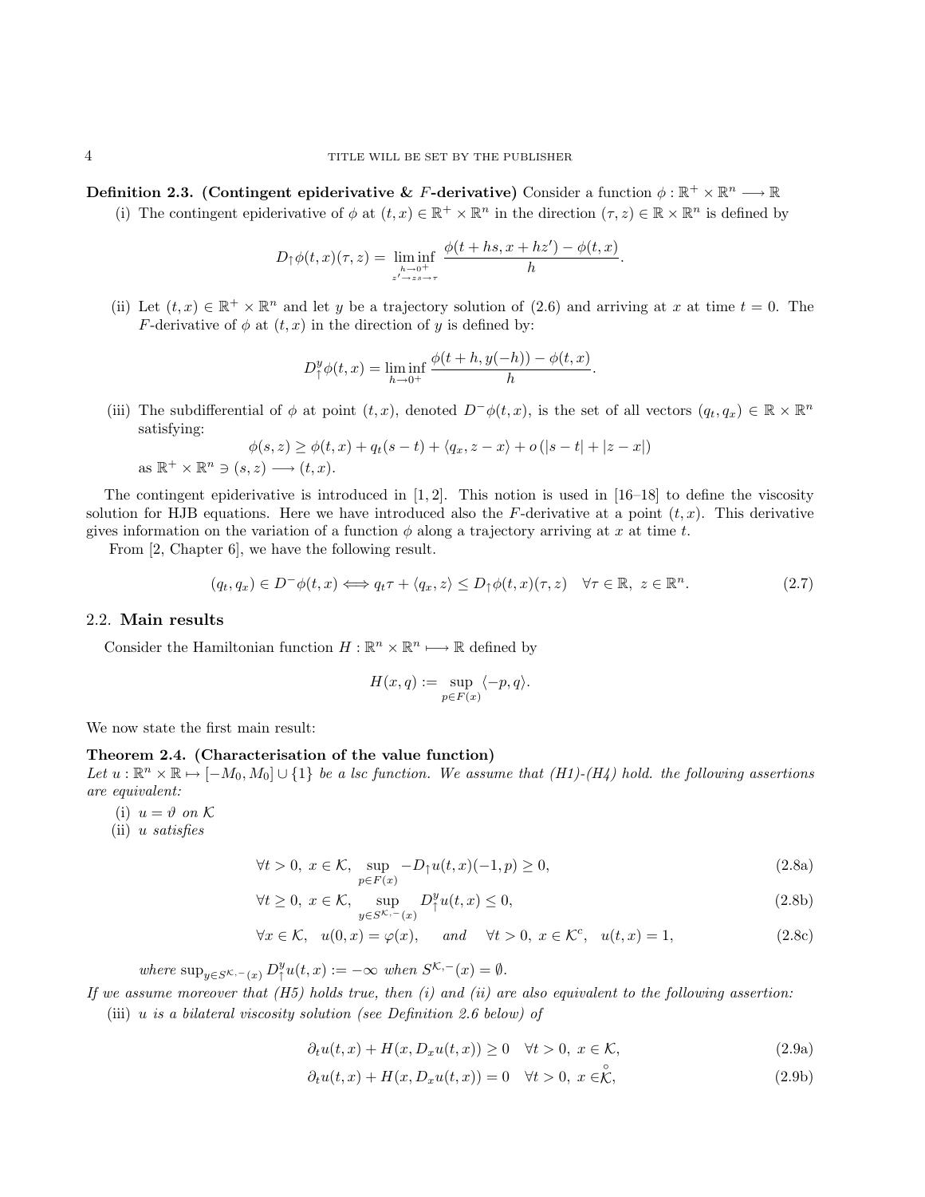**Definition 2.3. (Contingent epiderivative & $F$-derivative)** Consider a function $\phi : \mathbb{R}^+ \times \mathbb{R}^n \longrightarrow \mathbb{R}$

(i) The contingent epiderivative of $\phi$ at $(t,x) \in \mathbb{R}^+ \times \mathbb{R}^n$ in the direction $(\tau, z) \in \mathbb{R} \times \mathbb{R}^n$ is defined by

$$D_\uparrow \phi(t,x)(\tau,z) = \liminf_{\substack{h\to 0^+ \\ z'\to z s \to \tau}} \frac{\phi(t+hs, x+hz') - \phi(t,x)}{h}.$$

(ii) Let $(t,x) \in \mathbb{R}^+ \times \mathbb{R}^n$ and let $y$ be a trajectory solution of (2.6) and arriving at $x$ at time $t = 0$. The $F$-derivative of $\phi$ at $(t,x)$ in the direction of $y$ is defined by:

$$D_\uparrow^y \phi(t,x) = \liminf_{h\to 0^+} \frac{\phi(t+h, y(-h)) - \phi(t,x)}{h}.$$

(iii) The subdifferential of $\phi$ at point $(t,x)$, denoted $D^-\phi(t,x)$, is the set of all vectors $(q_t, q_x) \in \mathbb{R} \times \mathbb{R}^n$ satisfying:

$$\phi(s,z) \geq \phi(t,x) + q_t(s-t) + \langle q_x, z-x\rangle + o\left(|s-t| + |z-x|\right)$$

as $\mathbb{R}^+ \times \mathbb{R}^n \ni (s,z) \longrightarrow (t,x)$.

The contingent epiderivative is introduced in [1, 2]. This notion is used in [16–18] to define the viscosity solution for HJB equations. Here we have introduced also the $F$-derivative at a point $(t,x)$. This derivative gives information on the variation of a function $\phi$ along a trajectory arriving at $x$ at time $t$.

From [2, Chapter 6], we have the following result.

$$(q_t, q_x) \in D^-\phi(t,x) \Longleftrightarrow q_t\tau + \langle q_x, z\rangle \leq D_\uparrow \phi(t,x)(\tau, z) \quad \forall \tau \in \mathbb{R},\ z \in \mathbb{R}^n. \tag{2.7}$$

## 2.2. Main results

Consider the Hamiltonian function $H : \mathbb{R}^n \times \mathbb{R}^n \longmapsto \mathbb{R}$ defined by

$$H(x,q) := \sup_{p\in F(x)} \langle -p, q\rangle.$$

We now state the first main result:

**Theorem 2.4. (Characterisation of the value function)**
*Let $u : \mathbb{R}^n \times \mathbb{R} \mapsto [-M_0, M_0] \cup \{1\}$ be a lsc function. We assume that (H1)-(H4) hold. the following assertions are equivalent:*

(i) *$u = \vartheta$ on $\mathcal{K}$*

(ii) *$u$ satisfies*

$$\forall t > 0,\ x \in \mathcal{K},\ \sup_{p\in F(x)} -D_\uparrow u(t,x)(-1,p) \geq 0, \tag{2.8a}$$

$$\forall t \geq 0,\ x \in \mathcal{K},\ \sup_{y\in S^{\mathcal{K},-}(x)} D_\uparrow^y u(t,x) \leq 0, \tag{2.8b}$$

$$\forall x \in \mathcal{K},\quad u(0,x) = \varphi(x), \quad \text{and} \quad \forall t > 0,\ x \in \mathcal{K}^c,\quad u(t,x) = 1, \tag{2.8c}$$

*where $\sup_{y\in S^{\mathcal{K},-}(x)} D_\uparrow^y u(t,x) := -\infty$ when $S^{\mathcal{K},-}(x) = \emptyset$.*

*If we assume moreover that (H5) holds true, then (i) and (ii) are also equivalent to the following assertion:*

(iii) *$u$ is a bilateral viscosity solution (see Definition 2.6 below) of*

$$\partial_t u(t,x) + H(x, D_x u(t,x)) \geq 0 \quad \forall t > 0,\ x \in \mathcal{K}, \tag{2.9a}$$

$$\partial_t u(t,x) + H(x, D_x u(t,x)) = 0 \quad \forall t > 0,\ x \in \overset{\circ}{\mathcal{K}}, \tag{2.9b}$$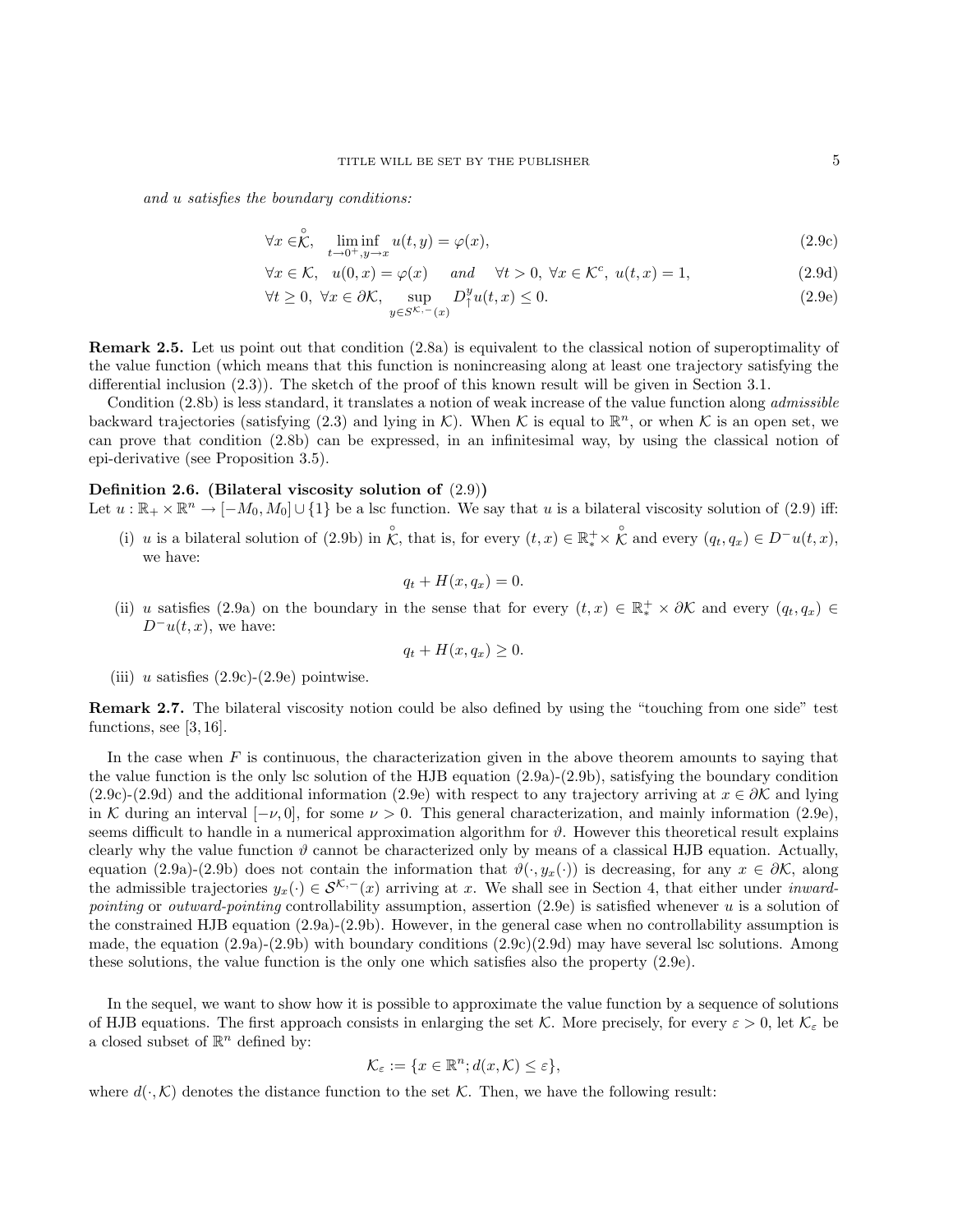*and u satisfies the boundary conditions:*

$$\forall x \in \overset{\circ}{\mathcal{K}}, \quad \liminf_{t\to 0^+, y\to x} u(t,y) = \varphi(x), \tag{2.9c}$$

$$\forall x \in \mathcal{K}, \quad u(0,x) = \varphi(x) \quad \textit{and} \quad \forall t>0,\ \forall x \in \mathcal{K}^c,\ u(t,x) = 1, \tag{2.9d}$$

$$\forall t \geq 0,\ \forall x \in \partial\mathcal{K}, \quad \sup_{y \in S^{\mathcal{K},-}(x)} D^y_{\uparrow} u(t,x) \leq 0. \tag{2.9e}$$

**Remark 2.5.** Let us point out that condition (2.8a) is equivalent to the classical notion of superoptimality of the value function (which means that this function is nonincreasing along at least one trajectory satisfying the differential inclusion (2.3)). The sketch of the proof of this known result will be given in Section 3.1.

Condition (2.8b) is less standard, it translates a notion of weak increase of the value function along *admissible* backward trajectories (satisfying (2.3) and lying in $\mathcal{K}$). When $\mathcal{K}$ is equal to $\mathbb{R}^n$, or when $\mathcal{K}$ is an open set, we can prove that condition (2.8b) can be expressed, in an infinitesimal way, by using the classical notion of epi-derivative (see Proposition 3.5).

**Definition 2.6. (Bilateral viscosity solution of (2.9))**
Let $u : \mathbb{R}_+ \times \mathbb{R}^n \to [-M_0, M_0] \cup \{1\}$ be a lsc function. We say that $u$ is a bilateral viscosity solution of (2.9) iff:

(i) $u$ is a bilateral solution of (2.9b) in $\overset{\circ}{\mathcal{K}}$, that is, for every $(t,x) \in \mathbb{R}^+_* \times \overset{\circ}{\mathcal{K}}$ and every $(q_t, q_x) \in D^- u(t,x)$, we have:

$$q_t + H(x, q_x) = 0.$$

(ii) $u$ satisfies (2.9a) on the boundary in the sense that for every $(t,x) \in \mathbb{R}^+_* \times \partial\mathcal{K}$ and every $(q_t, q_x) \in D^- u(t,x)$, we have:

$$q_t + H(x, q_x) \geq 0.$$

(iii) $u$ satisfies (2.9c)-(2.9e) pointwise.

**Remark 2.7.** The bilateral viscosity notion could be also defined by using the "touching from one side" test functions, see [3, 16].

In the case when $F$ is continuous, the characterization given in the above theorem amounts to saying that the value function is the only lsc solution of the HJB equation (2.9a)-(2.9b), satisfying the boundary condition (2.9c)-(2.9d) and the additional information (2.9e) with respect to any trajectory arriving at $x \in \partial\mathcal{K}$ and lying in $\mathcal{K}$ during an interval $[-\nu, 0]$, for some $\nu > 0$. This general characterization, and mainly information (2.9e), seems difficult to handle in a numerical approximation algorithm for $\vartheta$. However this theoretical result explains clearly why the value function $\vartheta$ cannot be characterized only by means of a classical HJB equation. Actually, equation (2.9a)-(2.9b) does not contain the information that $\vartheta(\cdot, y_x(\cdot))$ is decreasing, for any $x \in \partial\mathcal{K}$, along the admissible trajectories $y_x(\cdot) \in \mathcal{S}^{\mathcal{K},-}(x)$ arriving at $x$. We shall see in Section 4, that either under *inward-pointing* or *outward-pointing* controllability assumption, assertion (2.9e) is satisfied whenever $u$ is a solution of the constrained HJB equation (2.9a)-(2.9b). However, in the general case when no controllability assumption is made, the equation (2.9a)-(2.9b) with boundary conditions (2.9c)(2.9d) may have several lsc solutions. Among these solutions, the value function is the only one which satisfies also the property (2.9e).

In the sequel, we want to show how it is possible to approximate the value function by a sequence of solutions of HJB equations. The first approach consists in enlarging the set $\mathcal{K}$. More precisely, for every $\varepsilon > 0$, let $\mathcal{K}_\varepsilon$ be a closed subset of $\mathbb{R}^n$ defined by:

$$\mathcal{K}_\varepsilon := \{x \in \mathbb{R}^n; d(x, \mathcal{K}) \leq \varepsilon\},$$

where $d(\cdot, \mathcal{K})$ denotes the distance function to the set $\mathcal{K}$. Then, we have the following result: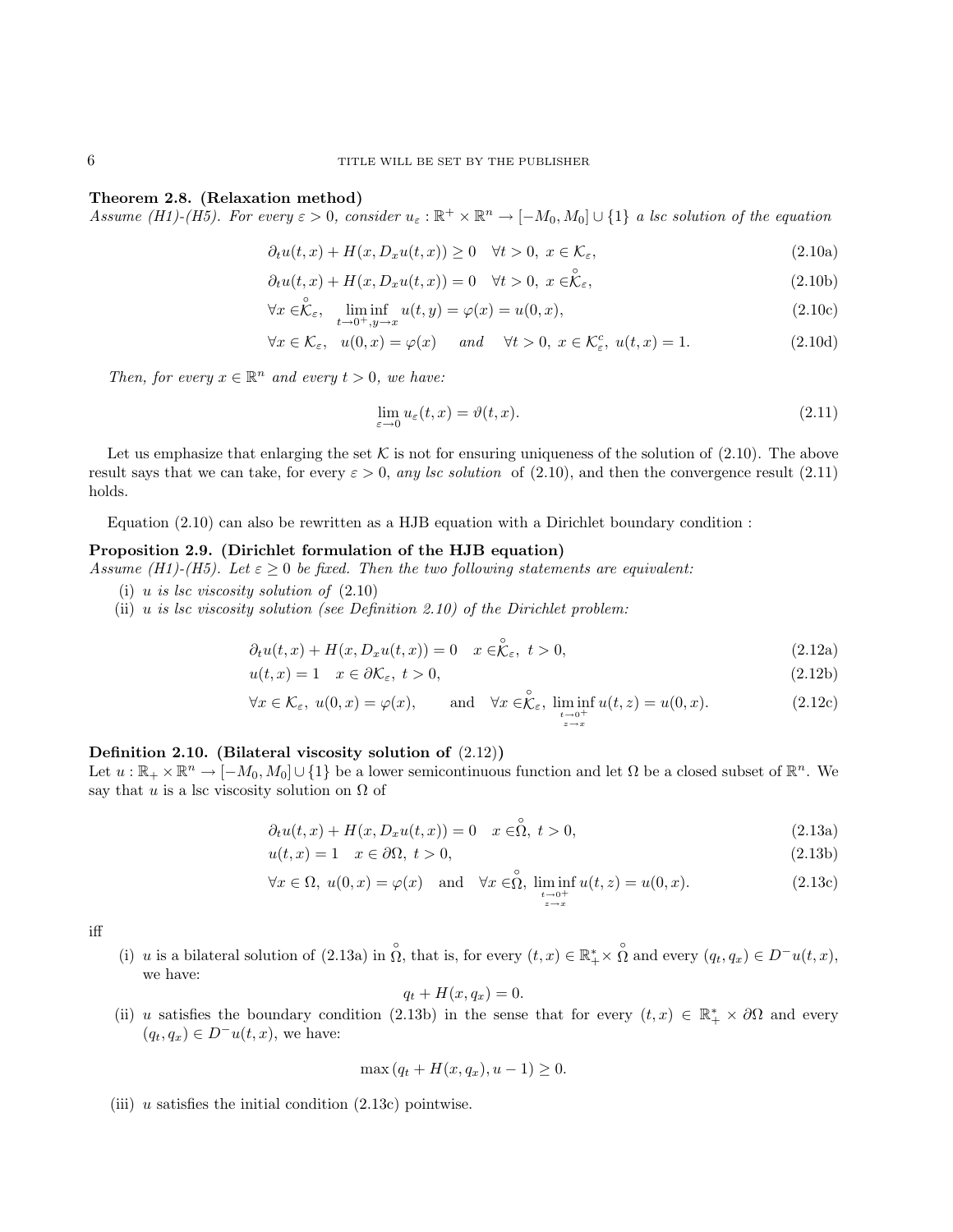**Theorem 2.8. (Relaxation method)**
*Assume (H1)-(H5). For every $\varepsilon > 0$, consider $u_\varepsilon : \mathbb{R}^+ \times \mathbb{R}^n \to [-M_0, M_0] \cup \{1\}$ a lsc solution of the equation*

$$\partial_t u(t,x) + H(x, D_x u(t,x)) \geq 0 \quad \forall t > 0,\ x \in \mathcal{K}_\varepsilon, \tag{2.10a}$$

$$\partial_t u(t,x) + H(x, D_x u(t,x)) = 0 \quad \forall t > 0,\ x \in \overset{\circ}{\mathcal{K}}_\varepsilon, \tag{2.10b}$$

$$\forall x \in \overset{\circ}{\mathcal{K}}_\varepsilon, \quad \liminf_{t \to 0^+, y \to x} u(t,y) = \varphi(x) = u(0,x), \tag{2.10c}$$

$$\forall x \in \mathcal{K}_\varepsilon, \quad u(0,x) = \varphi(x) \quad \text{ and } \quad \forall t > 0,\ x \in \mathcal{K}_\varepsilon^c,\ u(t,x) = 1. \tag{2.10d}$$

*Then, for every $x \in \mathbb{R}^n$ and every $t > 0$, we have:*

$$\lim_{\varepsilon \to 0} u_\varepsilon(t,x) = \vartheta(t,x). \tag{2.11}$$

Let us emphasize that enlarging the set $\mathcal{K}$ is not for ensuring uniqueness of the solution of (2.10). The above result says that we can take, for every $\varepsilon > 0$, *any lsc solution* of (2.10), and then the convergence result (2.11) holds.

Equation (2.10) can also be rewritten as a HJB equation with a Dirichlet boundary condition :

**Proposition 2.9. (Dirichlet formulation of the HJB equation)**
*Assume (H1)-(H5). Let $\varepsilon \geq 0$ be fixed. Then the two following statements are equivalent:*

(i) *$u$ is lsc viscosity solution of* (2.10)
(ii) *$u$ is lsc viscosity solution (see Definition 2.10) of the Dirichlet problem:*

$$\partial_t u(t,x) + H(x, D_x u(t,x)) = 0 \quad x \in \overset{\circ}{\mathcal{K}}_\varepsilon,\ t > 0, \tag{2.12a}$$

$$u(t,x) = 1 \quad x \in \partial\mathcal{K}_\varepsilon,\ t > 0, \tag{2.12b}$$

$$\forall x \in \mathcal{K}_\varepsilon,\ u(0,x) = \varphi(x), \qquad \text{and} \quad \forall x \in \overset{\circ}{\mathcal{K}}_\varepsilon,\ \liminf_{\substack{t \to 0^+ \\ z \to x}} u(t,z) = u(0,x). \tag{2.12c}$$

**Definition 2.10. (Bilateral viscosity solution of (2.12))**
Let $u : \mathbb{R}_+ \times \mathbb{R}^n \to [-M_0, M_0] \cup \{1\}$ be a lower semicontinuous function and let $\Omega$ be a closed subset of $\mathbb{R}^n$. We say that $u$ is a lsc viscosity solution on $\Omega$ of

$$\partial_t u(t,x) + H(x, D_x u(t,x)) = 0 \quad x \in \overset{\circ}{\Omega},\ t > 0, \tag{2.13a}$$

$$u(t,x) = 1 \quad x \in \partial\Omega,\ t > 0, \tag{2.13b}$$

$$\forall x \in \Omega,\ u(0,x) = \varphi(x) \quad \text{and} \quad \forall x \in \overset{\circ}{\Omega},\ \liminf_{\substack{t \to 0^+ \\ z \to x}} u(t,z) = u(0,x). \tag{2.13c}$$

iff

(i) $u$ is a bilateral solution of (2.13a) in $\overset{\circ}{\Omega}$, that is, for every $(t,x) \in \mathbb{R}_+^* \times \overset{\circ}{\Omega}$ and every $(q_t, q_x) \in D^- u(t,x)$, we have:
$$q_t + H(x, q_x) = 0.$$
(ii) $u$ satisfies the boundary condition (2.13b) in the sense that for every $(t,x) \in \mathbb{R}_+^* \times \partial\Omega$ and every $(q_t, q_x) \in D^- u(t,x)$, we have:
$$\max\left(q_t + H(x, q_x), u - 1\right) \geq 0.$$
(iii) $u$ satisfies the initial condition (2.13c) pointwise.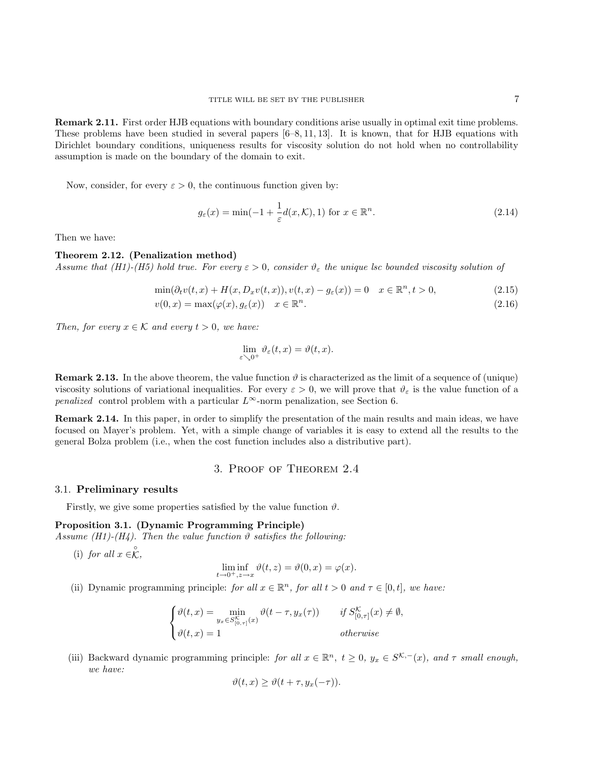**Remark 2.11.** First order HJB equations with boundary conditions arise usually in optimal exit time problems. These problems have been studied in several papers [6–8, 11, 13]. It is known, that for HJB equations with Dirichlet boundary conditions, uniqueness results for viscosity solution do not hold when no controllability assumption is made on the boundary of the domain to exit.

Now, consider, for every $\varepsilon > 0$, the continuous function given by:

$$g_\varepsilon(x) = \min(-1 + \frac{1}{\varepsilon} d(x, \mathcal{K}), 1) \text{ for } x \in \mathbb{R}^n. \tag{2.14}$$

Then we have:

**Theorem 2.12. (Penalization method)**
*Assume that (H1)-(H5) hold true. For every $\varepsilon > 0$, consider $\vartheta_\varepsilon$ the unique lsc bounded viscosity solution of*

$$\min(\partial_t v(t,x) + H(x, D_x v(t,x)), v(t,x) - g_\varepsilon(x)) = 0 \quad x \in \mathbb{R}^n, t > 0, \tag{2.15}$$

$$v(0,x) = \max(\varphi(x), g_\varepsilon(x)) \quad x \in \mathbb{R}^n. \tag{2.16}$$

*Then, for every $x \in \mathcal{K}$ and every $t > 0$, we have:*

$$\lim_{\varepsilon \searrow 0^+} \vartheta_\varepsilon(t,x) = \vartheta(t,x).$$

**Remark 2.13.** In the above theorem, the value function $\vartheta$ is characterized as the limit of a sequence of (unique) viscosity solutions of variational inequalities. For every $\varepsilon > 0$, we will prove that $\vartheta_\varepsilon$ is the value function of a *penalized* control problem with a particular $L^\infty$-norm penalization, see Section 6.

**Remark 2.14.** In this paper, in order to simplify the presentation of the main results and main ideas, we have focused on Mayer's problem. Yet, with a simple change of variables it is easy to extend all the results to the general Bolza problem (i.e., when the cost function includes also a distributive part).

## 3. Proof of Theorem 2.4

### 3.1. Preliminary results

Firstly, we give some properties satisfied by the value function $\vartheta$.

**Proposition 3.1. (Dynamic Programming Principle)**
*Assume (H1)-(H4). Then the value function $\vartheta$ satisfies the following:*

(i) *for all $x \in \overset{\circ}{\mathcal{K}}$,*

$$\liminf_{t \to 0^+, z \to x} \vartheta(t,z) = \vartheta(0,x) = \varphi(x).$$

(ii) Dynamic programming principle: *for all $x \in \mathbb{R}^n$, for all $t > 0$ and $\tau \in [0,t]$, we have:*

$$\begin{cases} \vartheta(t,x) = \min\limits_{y_x \in S^{\mathcal{K}}_{[0,\tau]}(x)} \vartheta(t-\tau, y_x(\tau)) & \textit{if } S^{\mathcal{K}}_{[0,\tau]}(x) \neq \emptyset, \\ \vartheta(t,x) = 1 & \textit{otherwise} \end{cases}$$

(iii) Backward dynamic programming principle: *for all $x \in \mathbb{R}^n$, $t \geq 0$, $y_x \in S^{\mathcal{K},-}(x)$, and $\tau$ small enough, we have:*

$$\vartheta(t,x) \geq \vartheta(t+\tau, y_x(-\tau)).$$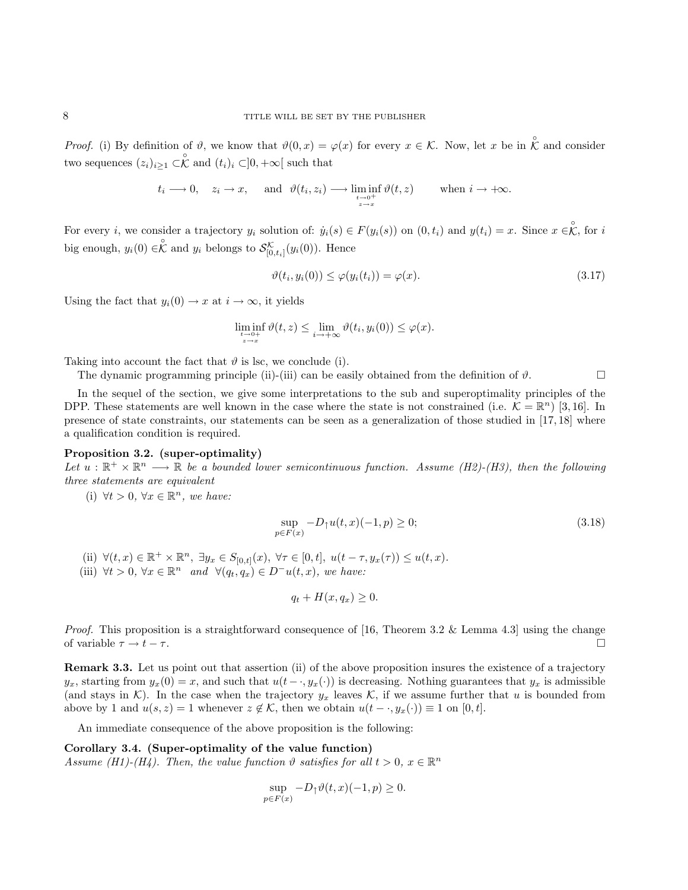*Proof.* (i) By definition of $\vartheta$, we know that $\vartheta(0,x) = \varphi(x)$ for every $x \in \mathcal{K}$. Now, let $x$ be in $\overset{\circ}{\mathcal{K}}$ and consider two sequences $(z_i)_{i\geq 1} \subset \overset{\circ}{\mathcal{K}}$ and $(t_i)_i \subset ]0,+\infty[$ such that

$$t_i \longrightarrow 0, \quad z_i \to x, \quad \text{and} \;\; \vartheta(t_i, z_i) \longrightarrow \liminf_{\substack{t\to 0^+ \\ z \to x}} \vartheta(t,z) \qquad \text{when } i \to +\infty.$$

For every $i$, we consider a trajectory $y_i$ solution of: $\dot{y}_i(s) \in F(y_i(s))$ on $(0,t_i)$ and $y(t_i) = x$. Since $x \in \overset{\circ}{\mathcal{K}}$, for $i$ big enough, $y_i(0) \in \overset{\circ}{\mathcal{K}}$ and $y_i$ belongs to $\mathcal{S}^{\mathcal{K}}_{[0,t_i]}(y_i(0))$. Hence

$$\vartheta(t_i, y_i(0)) \leq \varphi(y_i(t_i)) = \varphi(x). \tag{3.17}$$

Using the fact that $y_i(0) \to x$ at $i \to \infty$, it yields

$$\liminf_{\substack{t\to 0^+ \\ z \to x}} \vartheta(t,z) \leq \lim_{i\to+\infty} \vartheta(t_i, y_i(0)) \leq \varphi(x).$$

Taking into account the fact that $\vartheta$ is lsc, we conclude (i).

The dynamic programming principle (ii)-(iii) can be easily obtained from the definition of $\vartheta$. $\square$

In the sequel of the section, we give some interpretations to the sub and superoptimality principles of the DPP. These statements are well known in the case where the state is not constrained (i.e. $\mathcal{K} = \mathbb{R}^n$) [3,16]. In presence of state constraints, our statements can be seen as a generalization of those studied in [17,18] where a qualification condition is required.

**Proposition 3.2. (super-optimality)**
*Let $u : \mathbb{R}^+ \times \mathbb{R}^n \longrightarrow \mathbb{R}$ be a bounded lower semicontinuous function. Assume (H2)-(H3), then the following three statements are equivalent*

(i) $\forall t > 0$, $\forall x \in \mathbb{R}^n$, *we have:*

$$\sup_{p\in F(x)} -D_{\uparrow} u(t,x)(-1,p) \geq 0; \tag{3.18}$$

(ii) $\forall (t,x) \in \mathbb{R}^+ \times \mathbb{R}^n,\ \exists y_x \in S_{[0,t]}(x),\ \forall \tau \in [0,t],\ u(t-\tau, y_x(\tau)) \leq u(t,x).$

(iii) $\forall t > 0$, $\forall x \in \mathbb{R}^n$ *and* $\forall (q_t, q_x) \in D^- u(t,x)$, *we have:*

$$q_t + H(x, q_x) \geq 0.$$

*Proof.* This proposition is a straightforward consequence of [16, Theorem 3.2 & Lemma 4.3] using the change of variable $\tau \to t - \tau$. $\square$

**Remark 3.3.** Let us point out that assertion (ii) of the above proposition insures the existence of a trajectory $y_x$, starting from $y_x(0) = x$, and such that $u(t - \cdot, y_x(\cdot))$ is decreasing. Nothing guarantees that $y_x$ is admissible (and stays in $\mathcal{K}$). In the case when the trajectory $y_x$ leaves $\mathcal{K}$, if we assume further that $u$ is bounded from above by 1 and $u(s,z) = 1$ whenever $z \notin \mathcal{K}$, then we obtain $u(t - \cdot, y_x(\cdot)) \equiv 1$ on $[0,t]$.

An immediate consequence of the above proposition is the following:

**Corollary 3.4. (Super-optimality of the value function)**
*Assume (H1)-(H4). Then, the value function $\vartheta$ satisfies for all $t > 0$, $x \in \mathbb{R}^n$*

$$\sup_{p\in F(x)} -D_{\uparrow}\vartheta(t,x)(-1,p) \geq 0.$$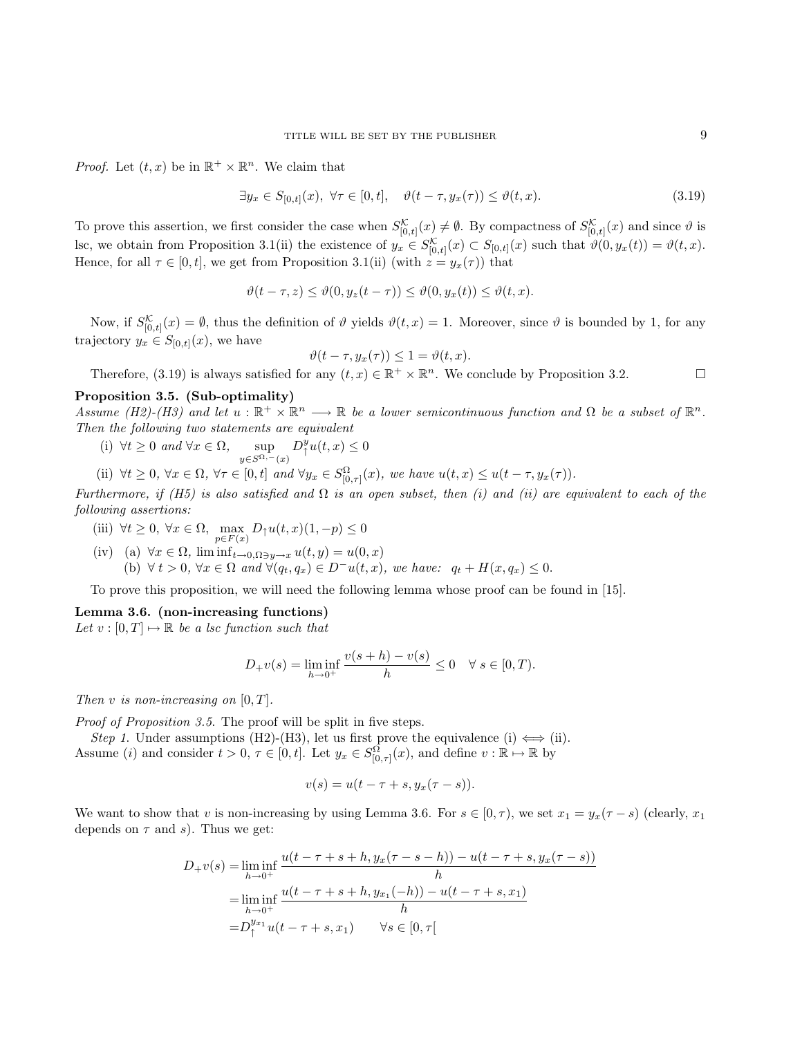*Proof.* Let $(t,x)$ be in $\mathbb{R}^+ \times \mathbb{R}^n$. We claim that

$$\exists y_x \in S_{[0,t]}(x),\ \forall \tau \in [0,t], \quad \vartheta(t-\tau, y_x(\tau)) \leq \vartheta(t,x). \tag{3.19}$$

To prove this assertion, we first consider the case when $S^{\mathcal{K}}_{[0,t]}(x) \neq \emptyset$. By compactness of $S^{\mathcal{K}}_{[0,t]}(x)$ and since $\vartheta$ is lsc, we obtain from Proposition 3.1(ii) the existence of $y_x \in S^{\mathcal{K}}_{[0,t]}(x) \subset S_{[0,t]}(x)$ such that $\vartheta(0, y_x(t)) = \vartheta(t,x)$. Hence, for all $\tau \in [0,t]$, we get from Proposition 3.1(ii) (with $z = y_x(\tau)$) that

$$\vartheta(t-\tau, z) \leq \vartheta(0, y_z(t-\tau)) \leq \vartheta(0, y_x(t)) \leq \vartheta(t,x).$$

Now, if $S^{\mathcal{K}}_{[0,t]}(x) = \emptyset$, thus the definition of $\vartheta$ yields $\vartheta(t,x) = 1$. Moreover, since $\vartheta$ is bounded by 1, for any trajectory $y_x \in S_{[0,t]}(x)$, we have

$$\vartheta(t-\tau, y_x(\tau)) \leq 1 = \vartheta(t,x).$$

Therefore, (3.19) is always satisfied for any $(t,x) \in \mathbb{R}^+ \times \mathbb{R}^n$. We conclude by Proposition 3.2. $\square$

**Proposition 3.5. (Sub-optimality)**
*Assume (H2)-(H3) and let $u : \mathbb{R}^+ \times \mathbb{R}^n \longrightarrow \mathbb{R}$ be a lower semicontinuous function and $\Omega$ be a subset of $\mathbb{R}^n$. Then the following two statements are equivalent*

- (i) $\forall t \geq 0$ *and* $\forall x \in \Omega$, $\displaystyle\sup_{y \in S^{\Omega,-}(x)} D^y_{\uparrow} u(t,x) \leq 0$
- (ii) $\forall t \geq 0$, $\forall x \in \Omega$, $\forall \tau \in [0,t]$ *and* $\forall y_x \in S^{\Omega}_{[0,\tau]}(x)$, *we have* $u(t,x) \leq u(t-\tau, y_x(\tau))$.

*Furthermore, if (H5) is also satisfied and $\Omega$ is an open subset, then (i) and (ii) are equivalent to each of the following assertions:*

- (iii) $\forall t \geq 0$, $\forall x \in \Omega$, $\displaystyle\max_{p \in F(x)} D_{\uparrow} u(t,x)(1,-p) \leq 0$
- (iv) (a) $\forall x \in \Omega$, $\liminf_{t \to 0, \Omega \ni y \to x} u(t,y) = u(0,x)$
  (b) $\forall\ t > 0$, $\forall x \in \Omega$ *and* $\forall (q_t, q_x) \in D^- u(t,x)$, *we have:* $q_t + H(x, q_x) \leq 0$.

To prove this proposition, we will need the following lemma whose proof can be found in [15].

**Lemma 3.6. (non-increasing functions)**
*Let $v : [0,T] \mapsto \mathbb{R}$ be a lsc function such that*

$$D_+ v(s) = \liminf_{h \to 0^+} \frac{v(s+h) - v(s)}{h} \leq 0 \quad \forall\ s \in [0,T).$$

*Then $v$ is non-increasing on $[0,T]$.*

*Proof of Proposition 3.5.* The proof will be split in five steps.

*Step 1.* Under assumptions (H2)-(H3), let us first prove the equivalence (i) $\Longleftrightarrow$ (ii).
Assume $(i)$ and consider $t > 0$, $\tau \in [0,t]$. Let $y_x \in S^{\Omega}_{[0,\tau]}(x)$, and define $v : \mathbb{R} \mapsto \mathbb{R}$ by

$$v(s) = u(t - \tau + s, y_x(\tau - s)).$$

We want to show that $v$ is non-increasing by using Lemma 3.6. For $s \in [0,\tau)$, we set $x_1 = y_x(\tau - s)$ (clearly, $x_1$ depends on $\tau$ and $s$). Thus we get:

$$\begin{aligned}
D_+ v(s) &= \liminf_{h \to 0^+} \frac{u(t-\tau+s+h, y_x(\tau-s-h)) - u(t-\tau+s, y_x(\tau-s))}{h} \\
&= \liminf_{h \to 0^+} \frac{u(t-\tau+s+h, y_{x_1}(-h)) - u(t-\tau+s, x_1)}{h} \\
&= D^{y_{x_1}}_{\uparrow} u(t-\tau+s, x_1) \qquad \forall s \in [0,\tau[
\end{aligned}$$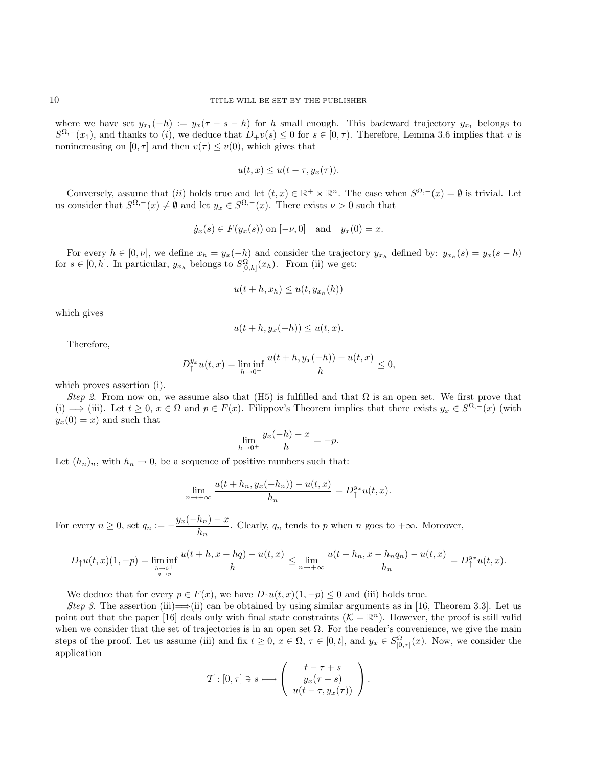where we have set $y_{x_1}(-h) := y_x(\tau - s - h)$ for $h$ small enough. This backward trajectory $y_{x_1}$ belongs to $S^{\Omega,-}(x_1)$, and thanks to $(i)$, we deduce that $D_+ v(s) \le 0$ for $s \in [0, \tau)$. Therefore, Lemma 3.6 implies that $v$ is nonincreasing on $[0, \tau]$ and then $v(\tau) \le v(0)$, which gives that

$$u(t, x) \le u(t - \tau, y_x(\tau)).$$

Conversely, assume that $(ii)$ holds true and let $(t, x) \in \mathbb{R}^+ \times \mathbb{R}^n$. The case when $S^{\Omega,-}(x) = \emptyset$ is trivial. Let us consider that $S^{\Omega,-}(x) \neq \emptyset$ and let $y_x \in S^{\Omega,-}(x)$. There exists $\nu > 0$ such that

$$\dot{y}_x(s) \in F(y_x(s)) \text{ on } [-\nu, 0] \quad \text{and} \quad y_x(0) = x.$$

For every $h \in [0, \nu]$, we define $x_h = y_x(-h)$ and consider the trajectory $y_{x_h}$ defined by: $y_{x_h}(s) = y_x(s - h)$ for $s \in [0, h]$. In particular, $y_{x_h}$ belongs to $S^{\Omega}_{[0,h]}(x_h)$. From (ii) we get:

$$u(t + h, x_h) \le u(t, y_{x_h}(h))$$

which gives

$$u(t + h, y_x(-h)) \le u(t, x).$$

Therefore,

$$D_{\uparrow}^{y_x} u(t, x) = \liminf_{h \to 0^+} \frac{u(t + h, y_x(-h)) - u(t, x)}{h} \le 0,$$

which proves assertion (i).

*Step 2.* From now on, we assume also that (H5) is fulfilled and that $\Omega$ is an open set. We first prove that (i) $\Longrightarrow$ (iii). Let $t \ge 0$, $x \in \Omega$ and $p \in F(x)$. Filippov's Theorem implies that there exists $y_x \in S^{\Omega,-}(x)$ (with $y_x(0) = x$) and such that

$$\lim_{h \to 0^+} \frac{y_x(-h) - x}{h} = -p.$$

Let $(h_n)_n$, with $h_n \to 0$, be a sequence of positive numbers such that:

$$\lim_{n \to +\infty} \frac{u(t + h_n, y_x(-h_n)) - u(t, x)}{h_n} = D_{\uparrow}^{y_x} u(t, x).$$

For every $n \ge 0$, set $q_n := -\dfrac{y_x(-h_n) - x}{h_n}$. Clearly, $q_n$ tends to $p$ when $n$ goes to $+\infty$. Moreover,

$$D_{\uparrow} u(t, x)(1, -p) = \liminf_{\substack{h \to 0^+ \\ q \to p}} \frac{u(t + h, x - hq) - u(t, x)}{h} \le \lim_{n \to +\infty} \frac{u(t + h_n, x - h_n q_n) - u(t, x)}{h_n} = D_{\uparrow}^{y_x} u(t, x).$$

We deduce that for every $p \in F(x)$, we have $D_{\uparrow} u(t, x)(1, -p) \le 0$ and (iii) holds true.

*Step 3.* The assertion (iii)$\Longrightarrow$(ii) can be obtained by using similar arguments as in [16, Theorem 3.3]. Let us point out that the paper [16] deals only with final state constraints ($\mathcal{K} = \mathbb{R}^n$). However, the proof is still valid when we consider that the set of trajectories is in an open set $\Omega$. For the reader's convenience, we give the main steps of the proof. Let us assume (iii) and fix $t \ge 0$, $x \in \Omega$, $\tau \in [0, t]$, and $y_x \in S^{\Omega}_{[0,\tau]}(x)$. Now, we consider the application

$$\mathcal{T} : [0, \tau] \ni s \longmapsto \begin{pmatrix} t - \tau + s \\ y_x(\tau - s) \\ u(t - \tau, y_x(\tau)) \end{pmatrix}.$$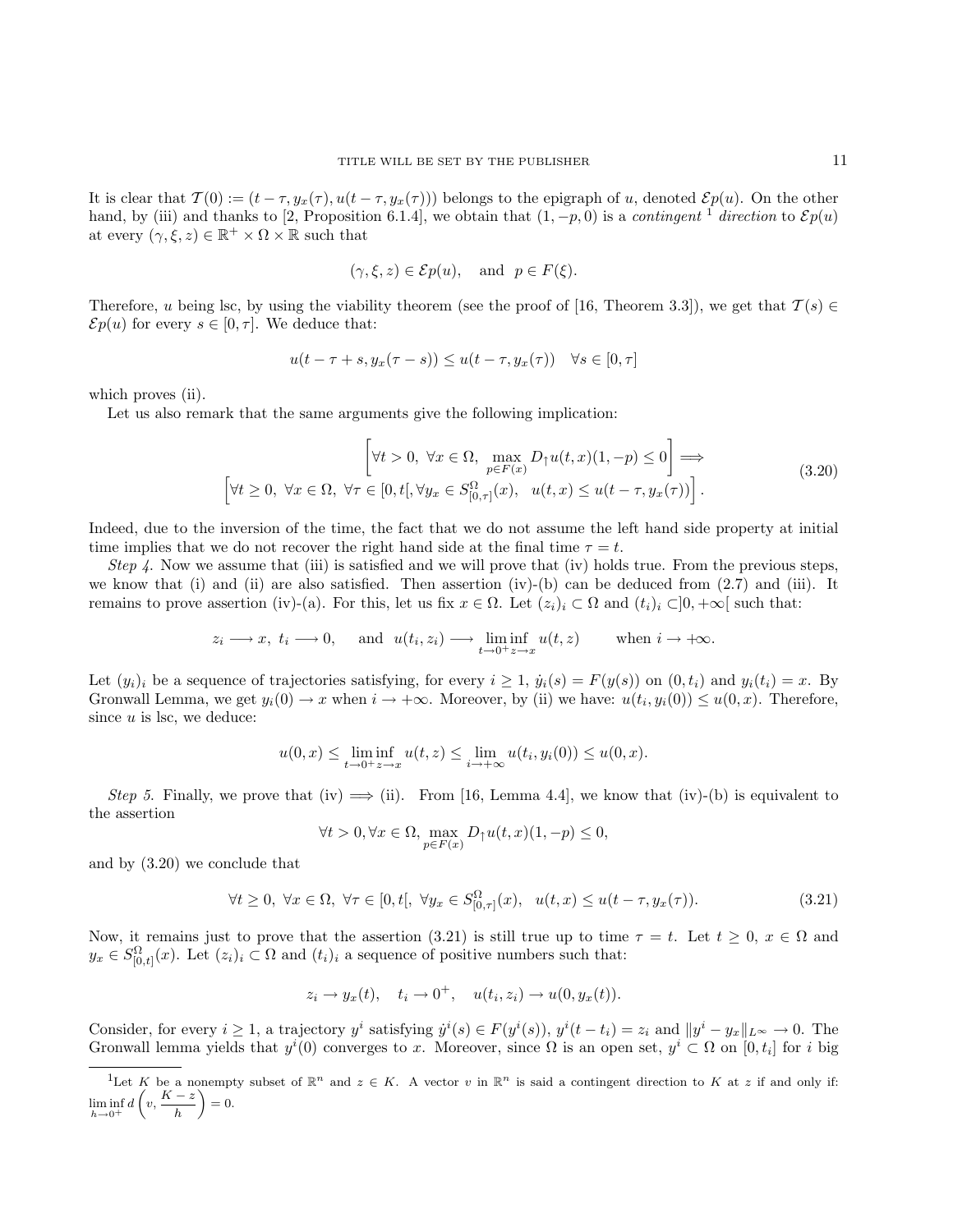It is clear that $\mathcal{T}(0) := (t-\tau, y_x(\tau), u(t-\tau, y_x(\tau)))$ belongs to the epigraph of $u$, denoted $\mathcal{E}p(u)$. On the other hand, by (iii) and thanks to [2, Proposition 6.1.4], we obtain that $(1, -p, 0)$ is a *contingent* [1] *direction* to $\mathcal{E}p(u)$ at every $(\gamma, \xi, z) \in \mathbb{R}^+ \times \Omega \times \mathbb{R}$ such that

$$(\gamma, \xi, z) \in \mathcal{E}p(u), \quad \text{and} \quad p \in F(\xi).$$

Therefore, $u$ being lsc, by using the viability theorem (see the proof of [16, Theorem 3.3]), we get that $\mathcal{T}(s) \in \mathcal{E}p(u)$ for every $s \in [0, \tau]$. We deduce that:

$$u(t-\tau+s, y_x(\tau-s)) \leq u(t-\tau, y_x(\tau)) \quad \forall s \in [0, \tau]$$

which proves (ii).

Let us also remark that the same arguments give the following implication:

$$\begin{gathered} \left[\forall t > 0,\ \forall x \in \Omega,\ \max_{p \in F(x)} D_{\uparrow} u(t,x)(1,-p) \leq 0\right] \Longrightarrow \\ \left[\forall t \geq 0,\ \forall x \in \Omega,\ \forall \tau \in [0, t[, \forall y_x \in S^{\Omega}_{[0,\tau]}(x),\quad u(t,x) \leq u(t-\tau, y_x(\tau))\right]. \end{gathered} \tag{3.20}$$

Indeed, due to the inversion of the time, the fact that we do not assume the left hand side property at initial time implies that we do not recover the right hand side at the final time $\tau = t$.

*Step 4.* Now we assume that (iii) is satisfied and we will prove that (iv) holds true. From the previous steps, we know that (i) and (ii) are also satisfied. Then assertion (iv)-(b) can be deduced from (2.7) and (iii). It remains to prove assertion (iv)-(a). For this, let us fix $x \in \Omega$. Let $(z_i)_i \subset \Omega$ and $(t_i)_i \subset ]0, +\infty[$ such that:

$$z_i \longrightarrow x,\ t_i \longrightarrow 0, \quad \text{and} \ \ u(t_i, z_i) \longrightarrow \liminf_{t \to 0^+ z \to x} u(t,z) \qquad \text{when } i \to +\infty.$$

Let $(y_i)_i$ be a sequence of trajectories satisfying, for every $i \geq 1$, $\dot{y}_i(s) = F(y(s))$ on $(0, t_i)$ and $y_i(t_i) = x$. By Gronwall Lemma, we get $y_i(0) \to x$ when $i \to +\infty$. Moreover, by (ii) we have: $u(t_i, y_i(0)) \leq u(0, x)$. Therefore, since $u$ is lsc, we deduce:

$$u(0,x) \leq \liminf_{t \to 0^+ z \to x} u(t,z) \leq \lim_{i \to +\infty} u(t_i, y_i(0)) \leq u(0,x).$$

*Step 5.* Finally, we prove that (iv) $\Longrightarrow$ (ii). From [16, Lemma 4.4], we know that (iv)-(b) is equivalent to the assertion

$$\forall t > 0, \forall x \in \Omega, \max_{p \in F(x)} D_{\uparrow} u(t,x)(1,-p) \leq 0,$$

and by (3.20) we conclude that

$$\forall t \geq 0,\ \forall x \in \Omega,\ \forall \tau \in [0, t[,\ \forall y_x \in S^{\Omega}_{[0,\tau]}(x),\quad u(t,x) \leq u(t-\tau, y_x(\tau)). \tag{3.21}$$

Now, it remains just to prove that the assertion (3.21) is still true up to time $\tau = t$. Let $t \geq 0$, $x \in \Omega$ and $y_x \in S^{\Omega}_{[0,t]}(x)$. Let $(z_i)_i \subset \Omega$ and $(t_i)_i$ a sequence of positive numbers such that:

$$z_i \to y_x(t), \quad t_i \to 0^+, \quad u(t_i, z_i) \to u(0, y_x(t)).$$

Consider, for every $i \geq 1$, a trajectory $y^i$ satisfying $\dot{y}^i(s) \in F(y^i(s))$, $y^i(t - t_i) = z_i$ and $\|y^i - y_x\|_{L^\infty} \to 0$. The Gronwall lemma yields that $y^i(0)$ converges to $x$. Moreover, since $\Omega$ is an open set, $y^i \subset \Omega$ on $[0, t_i]$ for $i$ big

---

[1] Let $K$ be a nonempty subset of $\mathbb{R}^n$ and $z \in K$. A vector $v$ in $\mathbb{R}^n$ is said a contingent direction to $K$ at $z$ if and only if: $\liminf_{h \to 0^+} d\left(v, \dfrac{K-z}{h}\right) = 0$.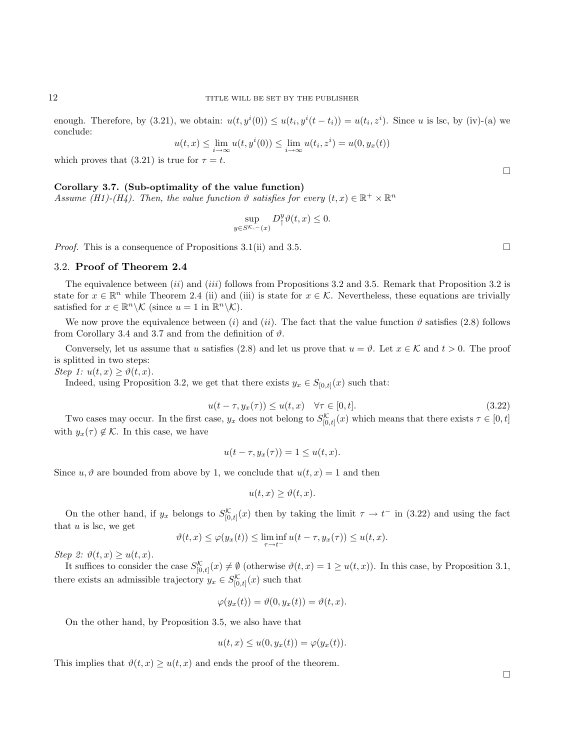enough. Therefore, by (3.21), we obtain: $u(t, y^i(0)) \le u(t_i, y^i(t-t_i)) = u(t_i, z^i)$. Since $u$ is lsc, by (iv)-(a) we conclude:

$$u(t,x) \le \lim_{i\to\infty} u(t, y^i(0)) \le \lim_{i\to\infty} u(t_i, z^i) = u(0, y_x(t))$$

which proves that (3.21) is true for $\tau = t$.

$\square$

**Corollary 3.7. (Sub-optimality of the value function)**
*Assume (H1)-(H4). Then, the value function $\vartheta$ satisfies for every $(t,x) \in \mathbb{R}^+ \times \mathbb{R}^n$*

$$\sup_{y \in S^{\mathcal{K},-}(x)} D^y_\uparrow \vartheta(t,x) \le 0.$$

*Proof.* This is a consequence of Propositions 3.1(ii) and 3.5. $\square$

## 3.2. Proof of Theorem 2.4

The equivalence between $(ii)$ and $(iii)$ follows from Propositions 3.2 and 3.5. Remark that Proposition 3.2 is state for $x \in \mathbb{R}^n$ while Theorem 2.4 (ii) and (iii) is state for $x \in \mathcal{K}$. Nevertheless, these equations are trivially satisfied for $x \in \mathbb{R}^n \backslash \mathcal{K}$ (since $u = 1$ in $\mathbb{R}^n \backslash \mathcal{K}$).

We now prove the equivalence between $(i)$ and $(ii)$. The fact that the value function $\vartheta$ satisfies (2.8) follows from Corollary 3.4 and 3.7 and from the definition of $\vartheta$.

Conversely, let us assume that $u$ satisfies (2.8) and let us prove that $u = \vartheta$. Let $x \in \mathcal{K}$ and $t > 0$. The proof is splitted in two steps:

*Step 1: $u(t,x) \ge \vartheta(t,x)$.*

Indeed, using Proposition 3.2, we get that there exists $y_x \in S_{[0,t]}(x)$ such that:

$$u(t-\tau, y_x(\tau)) \le u(t,x) \quad \forall \tau \in [0,t]. \tag{3.22}$$

Two cases may occur. In the first case, $y_x$ does not belong to $S^{\mathcal{K}}_{[0,t]}(x)$ which means that there exists $\tau \in [0,t]$ with $y_x(\tau) \notin \mathcal{K}$. In this case, we have

$$u(t-\tau, y_x(\tau)) = 1 \le u(t,x).$$

Since $u, \vartheta$ are bounded from above by 1, we conclude that $u(t,x) = 1$ and then

$$u(t,x) \ge \vartheta(t,x).$$

On the other hand, if $y_x$ belongs to $S^{\mathcal{K}}_{[0,t]}(x)$ then by taking the limit $\tau \to t^-$ in (3.22) and using the fact that $u$ is lsc, we get

$$\vartheta(t,x) \le \varphi(y_x(t)) \le \liminf_{\tau \to t^-} u(t-\tau, y_x(\tau)) \le u(t,x).$$

*Step 2: $\vartheta(t,x) \ge u(t,x)$.*

It suffices to consider the case $S^{\mathcal{K}}_{[0,t]}(x) \neq \emptyset$ (otherwise $\vartheta(t,x) = 1 \ge u(t,x)$). In this case, by Proposition 3.1, there exists an admissible trajectory $y_x \in S^{\mathcal{K}}_{[0,t]}(x)$ such that

$$\varphi(y_x(t)) = \vartheta(0, y_x(t)) = \vartheta(t,x).$$

On the other hand, by Proposition 3.5, we also have that

$$u(t,x) \le u(0, y_x(t)) = \varphi(y_x(t)).$$

This implies that $\vartheta(t,x) \ge u(t,x)$ and ends the proof of the theorem.

$\square$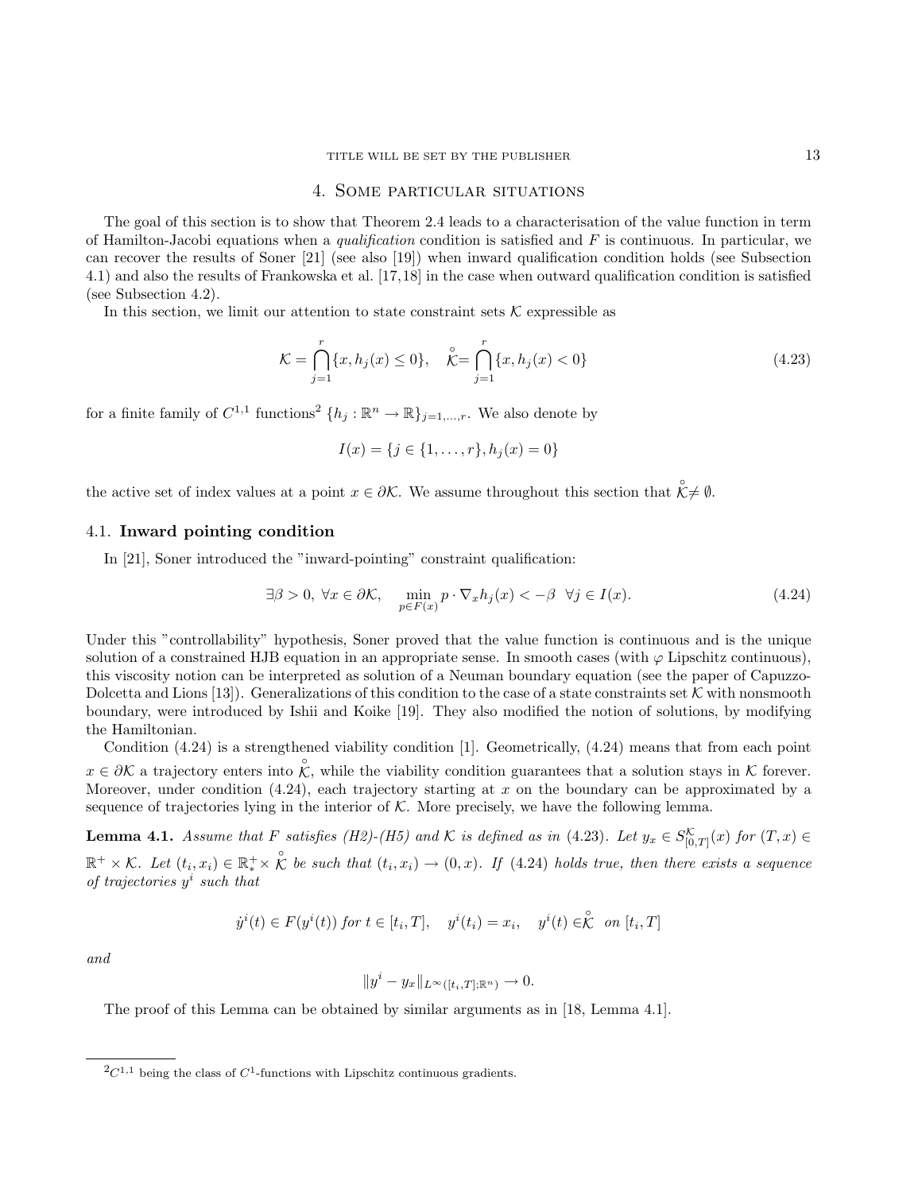## 4. Some particular situations

The goal of this section is to show that Theorem 2.4 leads to a characterisation of the value function in term of Hamilton-Jacobi equations when a *qualification* condition is satisfied and $F$ is continuous. In particular, we can recover the results of Soner [21] (see also [19]) when inward qualification condition holds (see Subsection 4.1) and also the results of Frankowska et al. [17,18] in the case when outward qualification condition is satisfied (see Subsection 4.2).

In this section, we limit our attention to state constraint sets $\mathcal{K}$ expressible as

$$\mathcal{K} = \bigcap_{j=1}^{r} \{x, h_j(x) \leq 0\}, \quad \overset{\circ}{\mathcal{K}} = \bigcap_{j=1}^{r} \{x, h_j(x) < 0\} \tag{4.23}$$

for a finite family of $C^{1,1}$ functions[2] $\{h_j : \mathbb{R}^n \to \mathbb{R}\}_{j=1,\dots,r}$. We also denote by

$$I(x) = \{j \in \{1, \dots, r\}, h_j(x) = 0\}$$

the active set of index values at a point $x \in \partial\mathcal{K}$. We assume throughout this section that $\overset{\circ}{\mathcal{K}} \neq \emptyset$.

### 4.1. Inward pointing condition

In [21], Soner introduced the "inward-pointing" constraint qualification:

$$\exists \beta > 0,\ \forall x \in \partial\mathcal{K}, \quad \min_{p \in F(x)} p \cdot \nabla_x h_j(x) < -\beta \ \ \forall j \in I(x). \tag{4.24}$$

Under this "controllability" hypothesis, Soner proved that the value function is continuous and is the unique solution of a constrained HJB equation in an appropriate sense. In smooth cases (with $\varphi$ Lipschitz continuous), this viscosity notion can be interpreted as solution of a Neuman boundary equation (see the paper of Capuzzo-Dolcetta and Lions [13]). Generalizations of this condition to the case of a state constraints set $\mathcal{K}$ with nonsmooth boundary, were introduced by Ishii and Koike [19]. They also modified the notion of solutions, by modifying the Hamiltonian.

Condition (4.24) is a strengthened viability condition [1]. Geometrically, (4.24) means that from each point $x \in \partial\mathcal{K}$ a trajectory enters into $\overset{\circ}{\mathcal{K}}$, while the viability condition guarantees that a solution stays in $\mathcal{K}$ forever. Moreover, under condition (4.24), each trajectory starting at $x$ on the boundary can be approximated by a sequence of trajectories lying in the interior of $\mathcal{K}$. More precisely, we have the following lemma.

**Lemma 4.1.** *Assume that $F$ satisfies (H2)-(H5) and $\mathcal{K}$ is defined as in (4.23). Let $y_x \in S^{\mathcal{K}}_{[0,T]}(x)$ for $(T, x) \in \mathbb{R}^+ \times \mathcal{K}$. Let $(t_i, x_i) \in \mathbb{R}^+_* \times \overset{\circ}{\mathcal{K}}$ be such that $(t_i, x_i) \to (0, x)$. If (4.24) holds true, then there exists a sequence of trajectories $y^i$ such that*

$$\dot{y}^i(t) \in F(y^i(t)) \text{ for } t \in [t_i, T], \quad y^i(t_i) = x_i, \quad y^i(t) \in \overset{\circ}{\mathcal{K}} \ \text{ on } [t_i, T]$$

*and*

$$\|y^i - y_x\|_{L^\infty([t_i,T];\mathbb{R}^n)} \to 0.$$

The proof of this Lemma can be obtained by similar arguments as in [18, Lemma 4.1].

---

[2] $C^{1,1}$ being the class of $C^1$-functions with Lipschitz continuous gradients.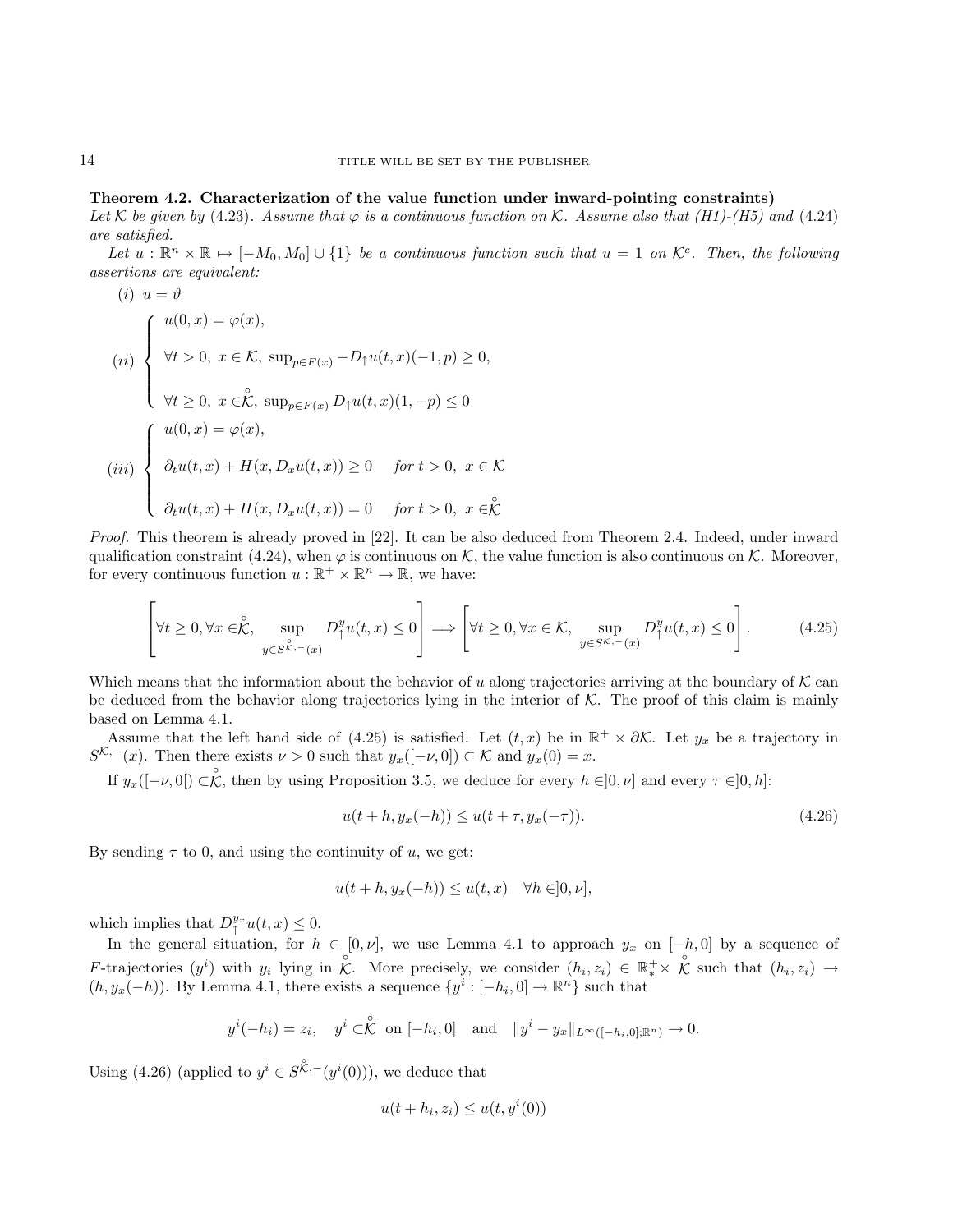**Theorem 4.2. Characterization of the value function under inward-pointing constraints)** *Let $\mathcal{K}$ be given by (4.23). Assume that $\varphi$ is a continuous function on $\mathcal{K}$. Assume also that (H1)-(H5) and (4.24) are satisfied.*

*Let $u : \mathbb{R}^n \times \mathbb{R} \mapsto [-M_0, M_0] \cup \{1\}$ be a continuous function such that $u = 1$ on $\mathcal{K}^c$. Then, the following assertions are equivalent:*

(i) $u = \vartheta$

$$
(ii) \begin{cases} u(0,x) = \varphi(x), \\ \forall t > 0,\ x \in \mathcal{K},\ \sup_{p \in F(x)} -D_{\uparrow} u(t,x)(-1,p) \geq 0, \\ \forall t \geq 0,\ x \in \overset{\circ}{\mathcal{K}},\ \sup_{p \in F(x)} D_{\uparrow} u(t,x)(1,-p) \leq 0 \end{cases}
$$

$$
(iii) \begin{cases} u(0,x) = \varphi(x), \\ \partial_t u(t,x) + H(x, D_x u(t,x)) \geq 0 \quad \text{for } t > 0,\ x \in \mathcal{K} \\ \partial_t u(t,x) + H(x, D_x u(t,x)) = 0 \quad \text{for } t > 0,\ x \in \overset{\circ}{\mathcal{K}} \end{cases}
$$

*Proof.* This theorem is already proved in [22]. It can be also deduced from Theorem 2.4. Indeed, under inward qualification constraint (4.24), when $\varphi$ is continuous on $\mathcal{K}$, the value function is also continuous on $\mathcal{K}$. Moreover, for every continuous function $u : \mathbb{R}^+ \times \mathbb{R}^n \to \mathbb{R}$, we have:

$$
\left[ \forall t \geq 0, \forall x \in \overset{\circ}{\mathcal{K}},\ \sup_{y \in S^{\overset{\circ}{\mathcal{K}},-}(x)} D_{\uparrow}^{y} u(t,x) \leq 0 \right] \Longrightarrow \left[ \forall t \geq 0, \forall x \in \mathcal{K},\ \sup_{y \in S^{\mathcal{K},-}(x)} D_{\uparrow}^{y} u(t,x) \leq 0 \right]. \tag{4.25}
$$

Which means that the information about the behavior of $u$ along trajectories arriving at the boundary of $\mathcal{K}$ can be deduced from the behavior along trajectories lying in the interior of $\mathcal{K}$. The proof of this claim is mainly based on Lemma 4.1.

Assume that the left hand side of (4.25) is satisfied. Let $(t,x)$ be in $\mathbb{R}^+ \times \partial\mathcal{K}$. Let $y_x$ be a trajectory in $S^{\mathcal{K},-}(x)$. Then there exists $\nu > 0$ such that $y_x([-\nu, 0]) \subset \mathcal{K}$ and $y_x(0) = x$.

If $y_x([-\nu, 0[) \subset \overset{\circ}{\mathcal{K}}$, then by using Proposition 3.5, we deduce for every $h \in ]0, \nu]$ and every $\tau \in ]0, h]$:

$$
u(t+h, y_x(-h)) \leq u(t+\tau, y_x(-\tau)). \tag{4.26}
$$

By sending $\tau$ to 0, and using the continuity of $u$, we get:

$$
u(t+h, y_x(-h)) \leq u(t,x) \quad \forall h \in ]0, \nu],
$$

which implies that $D_{\uparrow}^{y_x} u(t,x) \leq 0$.

In the general situation, for $h \in [0, \nu]$, we use Lemma 4.1 to approach $y_x$ on $[-h, 0]$ by a sequence of $F$-trajectories $(y^i)$ with $y_i$ lying in $\overset{\circ}{\mathcal{K}}$. More precisely, we consider $(h_i, z_i) \in \mathbb{R}^+_* \times \overset{\circ}{\mathcal{K}}$ such that $(h_i, z_i) \to (h, y_x(-h))$. By Lemma 4.1, there exists a sequence $\{y^i : [-h_i, 0] \to \mathbb{R}^n\}$ such that

$$
y^i(-h_i) = z_i, \quad y^i \subset \overset{\circ}{\mathcal{K}} \text{ on } [-h_i, 0] \quad \text{and} \quad \|y^i - y_x\|_{L^\infty([-h_i,0];\mathbb{R}^n)} \to 0.
$$

Using (4.26) (applied to $y^i \in S^{\overset{\circ}{\mathcal{K}},-}(y^i(0))$), we deduce that

$$
u(t+h_i, z_i) \leq u(t, y^i(0))
$$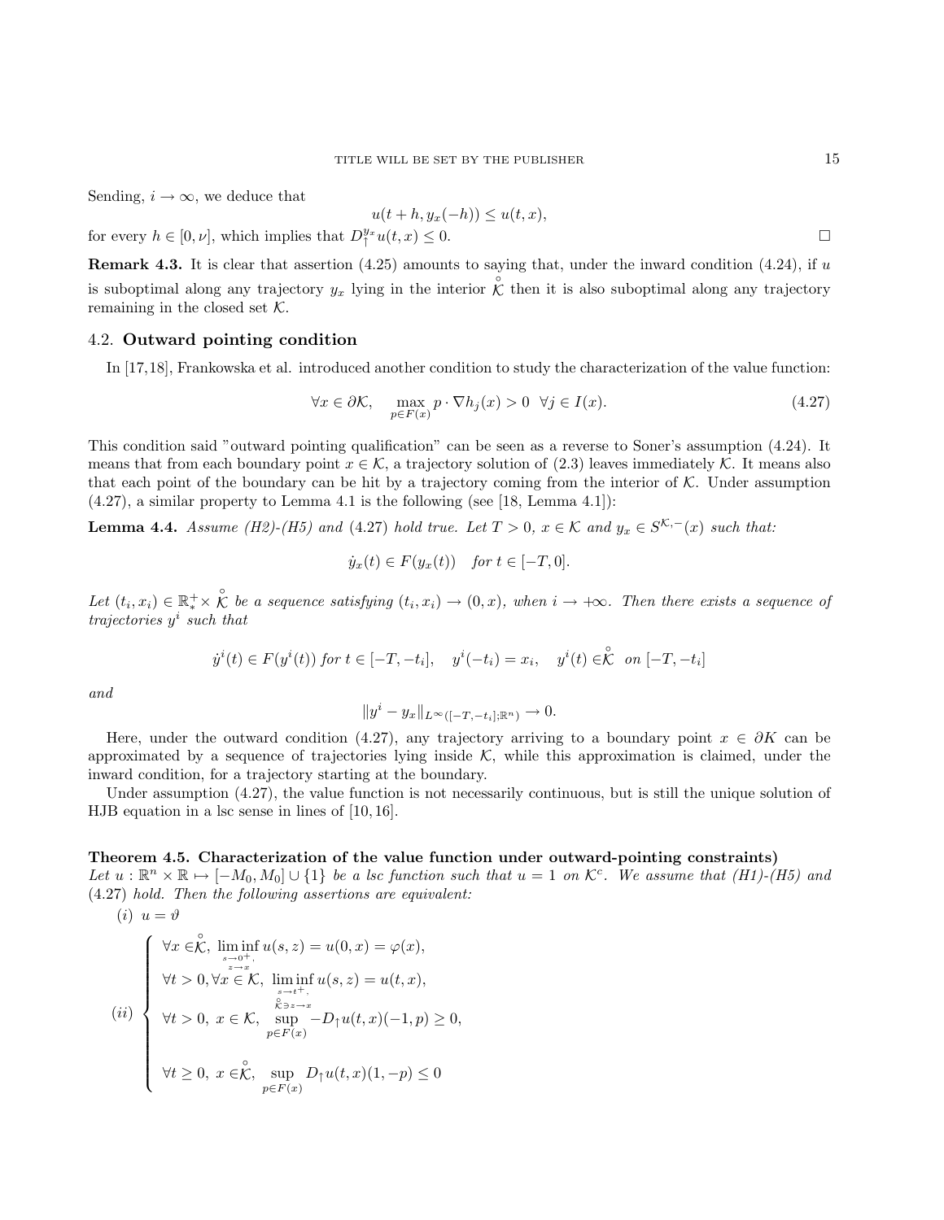Sending, $i \to \infty$, we deduce that

$$u(t+h, y_x(-h)) \le u(t,x),$$

for every $h \in [0, \nu]$, which implies that $D_{\uparrow}^{y_x} u(t,x) \le 0$. □

**Remark 4.3.** It is clear that assertion (4.25) amounts to saying that, under the inward condition (4.24), if $u$ is suboptimal along any trajectory $y_x$ lying in the interior $\overset{\circ}{\mathcal{K}}$ then it is also suboptimal along any trajectory remaining in the closed set $\mathcal{K}$.

## 4.2. Outward pointing condition

In [17,18], Frankowska et al. introduced another condition to study the characterization of the value function:

$$\forall x \in \partial\mathcal{K}, \quad \max_{p \in F(x)} p \cdot \nabla h_j(x) > 0 \quad \forall j \in I(x). \tag{4.27}$$

This condition said "outward pointing qualification" can be seen as a reverse to Soner's assumption (4.24). It means that from each boundary point $x \in \mathcal{K}$, a trajectory solution of (2.3) leaves immediately $\mathcal{K}$. It means also that each point of the boundary can be hit by a trajectory coming from the interior of $\mathcal{K}$. Under assumption (4.27), a similar property to Lemma 4.1 is the following (see [18, Lemma 4.1]):

**Lemma 4.4.** *Assume (H2)-(H5) and (4.27) hold true. Let $T > 0$, $x \in \mathcal{K}$ and $y_x \in S^{\mathcal{K},-}(x)$ such that:*

$$\dot{y}_x(t) \in F(y_x(t)) \quad \text{for } t \in [-T, 0].$$

*Let $(t_i, x_i) \in \mathbb{R}_*^+ \times \overset{\circ}{\mathcal{K}}$ be a sequence satisfying $(t_i, x_i) \to (0, x)$, when $i \to +\infty$. Then there exists a sequence of trajectories $y^i$ such that*

$$\dot{y}^i(t) \in F(y^i(t)) \text{ for } t \in [-T, -t_i], \quad y^i(-t_i) = x_i, \quad y^i(t) \in \overset{\circ}{\mathcal{K}} \text{ on } [-T, -t_i]$$

*and*

$$\|y^i - y_x\|_{L^\infty([-T,-t_i];\mathbb{R}^n)} \to 0.$$

Here, under the outward condition (4.27), any trajectory arriving to a boundary point $x \in \partial K$ can be approximated by a sequence of trajectories lying inside $\mathcal{K}$, while this approximation is claimed, under the inward condition, for a trajectory starting at the boundary.

Under assumption (4.27), the value function is not necessarily continuous, but is still the unique solution of HJB equation in a lsc sense in lines of [10, 16].

**Theorem 4.5. Characterization of the value function under outward-pointing constraints)** *Let $u : \mathbb{R}^n \times \mathbb{R} \mapsto [-M_0, M_0] \cup \{1\}$ be a lsc function such that $u = 1$ on $\mathcal{K}^c$. We assume that (H1)-(H5) and (4.27) hold. Then the following assertions are equivalent:*

(i) $u = \vartheta$

$$(ii) \begin{cases} \forall x \in \overset{\circ}{\mathcal{K}}, \ \liminf\limits_{\substack{s \to 0^+, \\ z \to x}} u(s,z) = u(0,x) = \varphi(x), \\ \forall t > 0, \forall x \in \mathcal{K}, \ \liminf\limits_{\substack{s \to t^+, \\ \overset{\circ}{\mathcal{K}} \ni z \to x}} u(s,z) = u(t,x), \\ \forall t > 0, \ x \in \mathcal{K}, \ \sup\limits_{p \in F(x)} -D_{\uparrow} u(t,x)(-1,p) \ge 0, \\ \forall t \ge 0, \ x \in \overset{\circ}{\mathcal{K}}, \ \sup\limits_{p \in F(x)} D_{\uparrow} u(t,x)(1,-p) \le 0 \end{cases}$$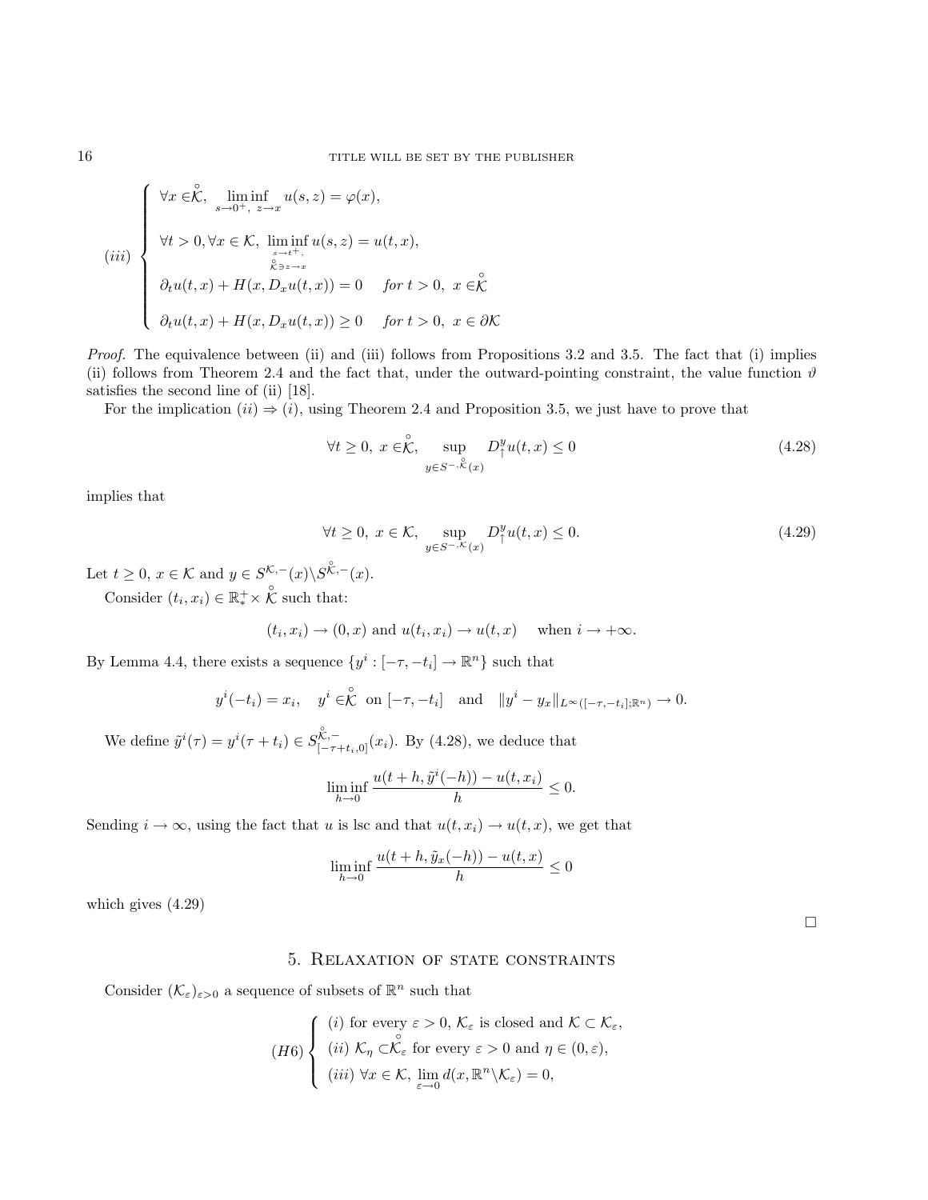$$
(iii) \begin{cases}
\forall x \in \overset{\circ}{\mathcal{K}}, \quad \liminf_{s\to 0^+,\ z\to x} u(s,z) = \varphi(x), \\[2ex]
\forall t > 0, \forall x \in \mathcal{K}, \ \liminf_{\substack{s\to t^+, \\ \overset{\circ}{\mathcal{K}} \ni z \to x}} u(s,z) = u(t,x), \\[2ex]
\partial_t u(t,x) + H(x, D_x u(t,x)) = 0 \quad \text{for } t>0,\ x \in \overset{\circ}{\mathcal{K}} \\[2ex]
\partial_t u(t,x) + H(x, D_x u(t,x)) \geq 0 \quad \text{for } t>0,\ x \in \partial\mathcal{K}
\end{cases}
$$

*Proof.* The equivalence between (ii) and (iii) follows from Propositions 3.2 and 3.5. The fact that (i) implies (ii) follows from Theorem 2.4 and the fact that, under the outward-pointing constraint, the value function $\vartheta$ satisfies the second line of (ii) [18].

For the implication $(ii) \Rightarrow (i)$, using Theorem 2.4 and Proposition 3.5, we just have to prove that

$$
\forall t \geq 0,\ x \in \overset{\circ}{\mathcal{K}}, \quad \sup_{y \in S^{-,\overset{\circ}{\mathcal{K}}}(x)} D_\uparrow^y u(t,x) \leq 0 \tag{4.28}
$$

implies that

$$
\forall t \geq 0,\ x \in \mathcal{K}, \quad \sup_{y \in S^{-,\mathcal{K}}(x)} D_\uparrow^y u(t,x) \leq 0. \tag{4.29}
$$

Let $t \geq 0$, $x \in \mathcal{K}$ and $y \in S^{\mathcal{K},-}(x) \backslash S^{\overset{\circ}{\mathcal{K}},-}(x)$.

Consider $(t_i, x_i) \in \mathbb{R}_*^+ \times \overset{\circ}{\mathcal{K}}$ such that:

$$
(t_i, x_i) \to (0, x) \text{ and } u(t_i, x_i) \to u(t,x) \quad \text{when } i \to +\infty.
$$

By Lemma 4.4, there exists a sequence $\{y^i : [-\tau, -t_i] \to \mathbb{R}^n\}$ such that

$$
y^i(-t_i) = x_i, \quad y^i \in \overset{\circ}{\mathcal{K}} \ \text{ on } [-\tau, -t_i] \quad \text{and} \quad \|y^i - y_x\|_{L^\infty([-\tau,-t_i];\mathbb{R}^n)} \to 0.
$$

We define $\tilde{y}^i(\tau) = y^i(\tau + t_i) \in S^{\overset{\circ}{\mathcal{K}},-}_{[-\tau+t_i,0]}(x_i)$. By (4.28), we deduce that

$$
\liminf_{h\to 0} \frac{u(t+h, \tilde{y}^i(-h)) - u(t, x_i)}{h} \leq 0.
$$

Sending $i \to \infty$, using the fact that $u$ is lsc and that $u(t,x_i) \to u(t,x)$, we get that

$$
\liminf_{h\to 0} \frac{u(t+h, \tilde{y}_x(-h)) - u(t,x)}{h} \leq 0
$$

which gives (4.29)

□

## 5. Relaxation of state constraints

Consider $(\mathcal{K}_\varepsilon)_{\varepsilon>0}$ a sequence of subsets of $\mathbb{R}^n$ such that

$$
(H6) \begin{cases}
(i) \text{ for every } \varepsilon > 0,\ \mathcal{K}_\varepsilon \text{ is closed and } \mathcal{K} \subset \mathcal{K}_\varepsilon, \\
(ii)\ \mathcal{K}_\eta \subset \overset{\circ}{\mathcal{K}_\varepsilon} \text{ for every } \varepsilon > 0 \text{ and } \eta \in (0, \varepsilon), \\
(iii)\ \forall x \in \mathcal{K},\ \lim_{\varepsilon \to 0} d(x, \mathbb{R}^n \backslash \mathcal{K}_\varepsilon) = 0,
\end{cases}
$$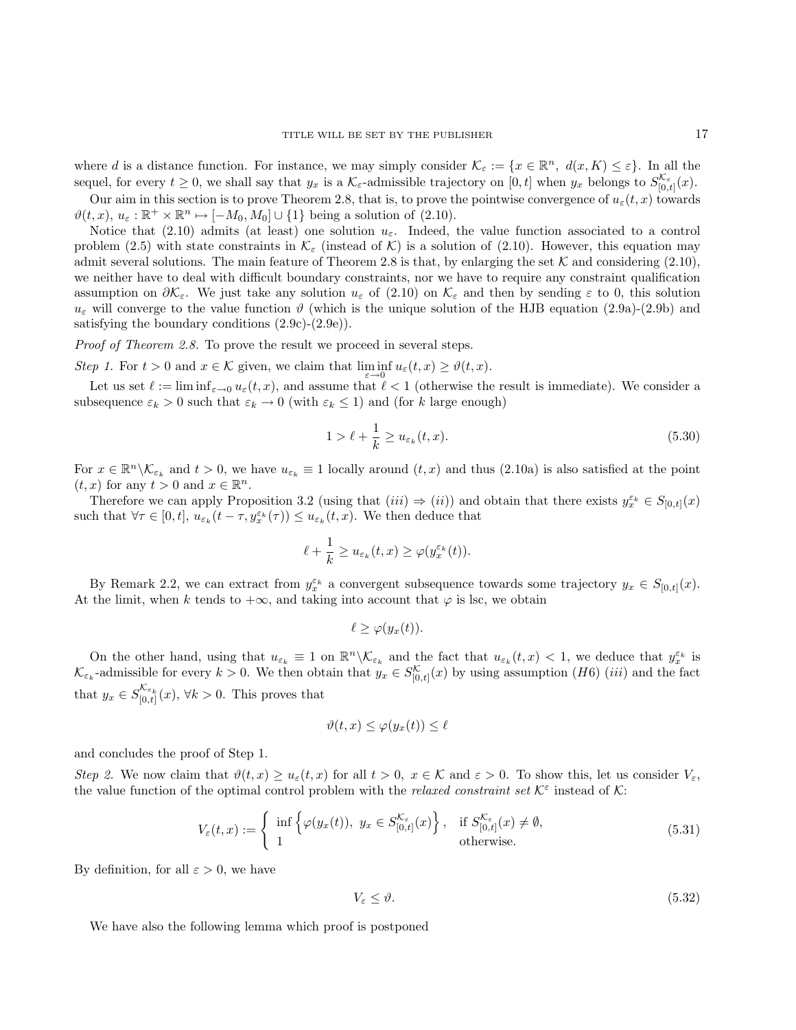where $d$ is a distance function. For instance, we may simply consider $\mathcal{K}_\varepsilon := \{x \in \mathbb{R}^n,\ d(x, K) \leq \varepsilon\}$. In all the sequel, for every $t \geq 0$, we shall say that $y_x$ is a $\mathcal{K}_\varepsilon$-admissible trajectory on $[0,t]$ when $y_x$ belongs to $S^{\mathcal{K}_\varepsilon}_{[0,t]}(x)$.

Our aim in this section is to prove Theorem 2.8, that is, to prove the pointwise convergence of $u_\varepsilon(t,x)$ towards $\vartheta(t,x)$, $u_\varepsilon : \mathbb{R}^+ \times \mathbb{R}^n \mapsto [-M_0, M_0] \cup \{1\}$ being a solution of (2.10).

Notice that (2.10) admits (at least) one solution $u_\varepsilon$. Indeed, the value function associated to a control problem (2.5) with state constraints in $\mathcal{K}_\varepsilon$ (instead of $\mathcal{K}$) is a solution of (2.10). However, this equation may admit several solutions. The main feature of Theorem 2.8 is that, by enlarging the set $\mathcal{K}$ and considering (2.10), we neither have to deal with difficult boundary constraints, nor we have to require any constraint qualification assumption on $\partial\mathcal{K}_\varepsilon$. We just take any solution $u_\varepsilon$ of (2.10) on $\mathcal{K}_\varepsilon$ and then by sending $\varepsilon$ to 0, this solution $u_\varepsilon$ will converge to the value function $\vartheta$ (which is the unique solution of the HJB equation (2.9a)-(2.9b) and satisfying the boundary conditions (2.9c)-(2.9e)).

*Proof of Theorem 2.8.* To prove the result we proceed in several steps.

*Step 1.* For $t > 0$ and $x \in \mathcal{K}$ given, we claim that $\liminf\limits_{\varepsilon \to 0} u_\varepsilon(t,x) \geq \vartheta(t,x)$.

Let us set $\ell := \liminf_{\varepsilon \to 0} u_\varepsilon(t,x)$, and assume that $\ell < 1$ (otherwise the result is immediate). We consider a subsequence $\varepsilon_k > 0$ such that $\varepsilon_k \to 0$ (with $\varepsilon_k \leq 1$) and (for $k$ large enough)

$$1 > \ell + \frac{1}{k} \geq u_{\varepsilon_k}(t,x). \tag{5.30}$$

For $x \in \mathbb{R}^n \backslash \mathcal{K}_{\varepsilon_k}$ and $t > 0$, we have $u_{\varepsilon_k} \equiv 1$ locally around $(t,x)$ and thus (2.10a) is also satisfied at the point $(t,x)$ for any $t > 0$ and $x \in \mathbb{R}^n$.

Therefore we can apply Proposition 3.2 (using that $(iii) \Rightarrow (ii)$) and obtain that there exists $y_x^{\varepsilon_k} \in S_{[0,t]}(x)$ such that $\forall \tau \in [0,t]$, $u_{\varepsilon_k}(t-\tau, y_x^{\varepsilon_k}(\tau)) \leq u_{\varepsilon_k}(t,x)$. We then deduce that

$$\ell + \frac{1}{k} \geq u_{\varepsilon_k}(t,x) \geq \varphi(y_x^{\varepsilon_k}(t)).$$

By Remark 2.2, we can extract from $y_x^{\varepsilon_k}$ a convergent subsequence towards some trajectory $y_x \in S_{[0,t]}(x)$. At the limit, when $k$ tends to $+\infty$, and taking into account that $\varphi$ is lsc, we obtain

$$\ell \geq \varphi(y_x(t)).$$

On the other hand, using that $u_{\varepsilon_k} \equiv 1$ on $\mathbb{R}^n \backslash \mathcal{K}_{\varepsilon_k}$ and the fact that $u_{\varepsilon_k}(t,x) < 1$, we deduce that $y_x^{\varepsilon_k}$ is $\mathcal{K}_{\varepsilon_k}$-admissible for every $k > 0$. We then obtain that $y_x \in S^{\mathcal{K}}_{[0,t]}(x)$ by using assumption $(H6)$ $(iii)$ and the fact that $y_x \in S^{\mathcal{K}_{\varepsilon_k}}_{[0,t]}(x)$, $\forall k > 0$. This proves that

$$\vartheta(t,x) \leq \varphi(y_x(t)) \leq \ell$$

and concludes the proof of Step 1.

*Step 2.* We now claim that $\vartheta(t,x) \geq u_\varepsilon(t,x)$ for all $t > 0$, $x \in \mathcal{K}$ and $\varepsilon > 0$. To show this, let us consider $V_\varepsilon$, the value function of the optimal control problem with the *relaxed constraint set* $\mathcal{K}^\varepsilon$ instead of $\mathcal{K}$:

$$V_\varepsilon(t,x) := \begin{cases} \inf\left\{\varphi(y_x(t)),\ y_x \in S^{\mathcal{K}_\varepsilon}_{[0,t]}(x)\right\}, & \text{if } S^{\mathcal{K}_\varepsilon}_{[0,t]}(x) \neq \emptyset, \\ 1 & \text{otherwise.} \end{cases} \tag{5.31}$$

By definition, for all $\varepsilon > 0$, we have

$$V_\varepsilon \leq \vartheta. \tag{5.32}$$

We have also the following lemma which proof is postponed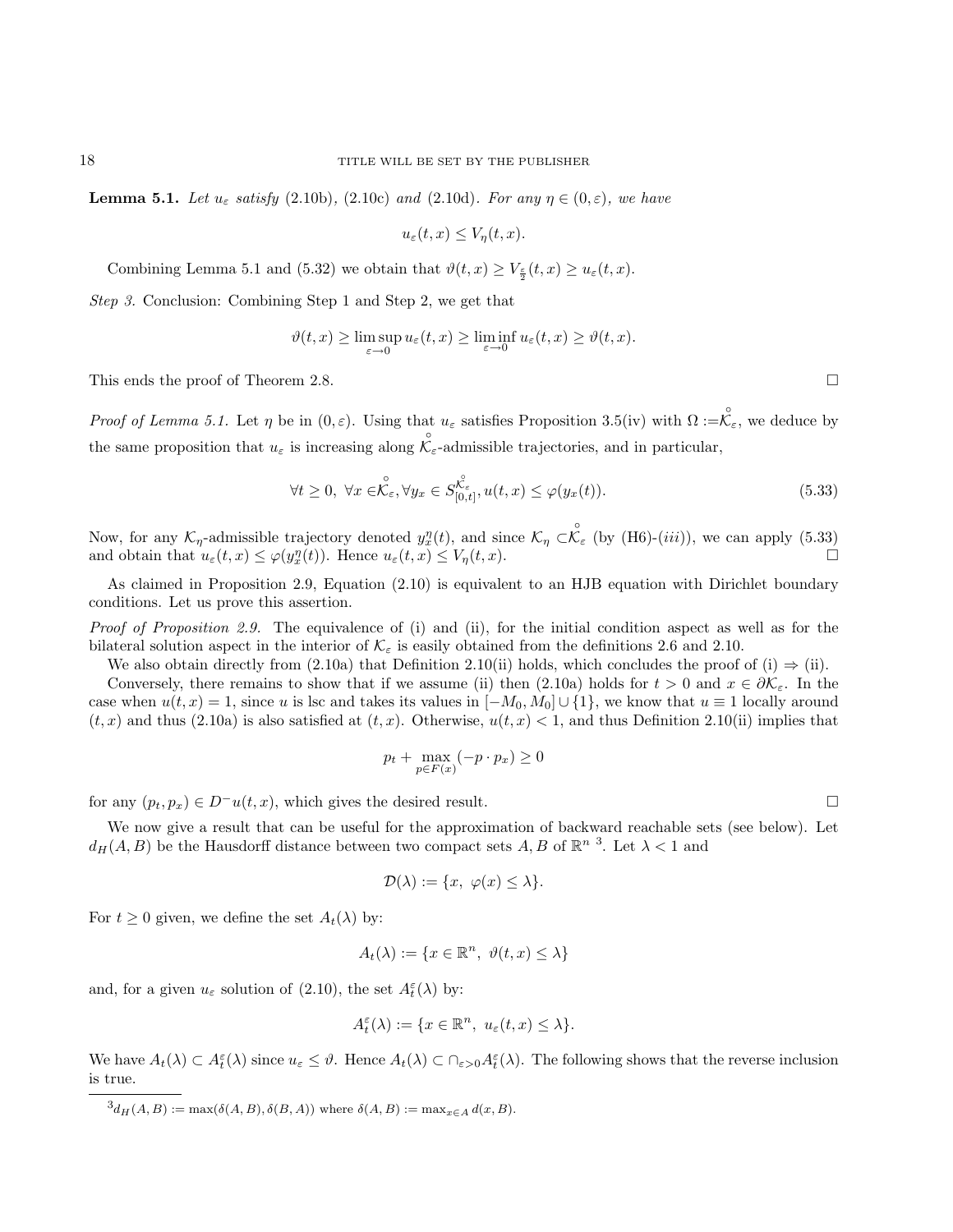**Lemma 5.1.** *Let $u_\varepsilon$ satisfy* (2.10b), (2.10c) *and* (2.10d). *For any $\eta \in (0, \varepsilon)$, we have*

$$u_\varepsilon(t,x) \le V_\eta(t,x).$$

Combining Lemma 5.1 and (5.32) we obtain that $\vartheta(t,x) \ge V_{\frac{\varepsilon}{2}}(t,x) \ge u_\varepsilon(t,x)$.

*Step 3.* Conclusion: Combining Step 1 and Step 2, we get that

$$\vartheta(t,x) \ge \limsup_{\varepsilon \to 0} u_\varepsilon(t,x) \ge \liminf_{\varepsilon \to 0} u_\varepsilon(t,x) \ge \vartheta(t,x).$$

This ends the proof of Theorem 2.8. $\square$

*Proof of Lemma 5.1.* Let $\eta$ be in $(0, \varepsilon)$. Using that $u_\varepsilon$ satisfies Proposition 3.5(iv) with $\Omega := \overset{\circ}{\mathcal{K}}_\varepsilon$, we deduce by the same proposition that $u_\varepsilon$ is increasing along $\overset{\circ}{\mathcal{K}}_\varepsilon$-admissible trajectories, and in particular,

$$\forall t \ge 0,\ \forall x \in \overset{\circ}{\mathcal{K}}_\varepsilon, \forall y_x \in S_{[0,t]}^{\overset{\circ}{\mathcal{K}}_\varepsilon}, u(t,x) \le \varphi(y_x(t)). \tag{5.33}$$

Now, for any $\mathcal{K}_\eta$-admissible trajectory denoted $y_x^\eta(t)$, and since $\mathcal{K}_\eta \subset \overset{\circ}{\mathcal{K}}_\varepsilon$ (by (H6)-(*iii*)), we can apply (5.33) and obtain that $u_\varepsilon(t,x) \le \varphi(y_x^\eta(t))$. Hence $u_\varepsilon(t,x) \le V_\eta(t,x)$. $\square$

As claimed in Proposition 2.9, Equation (2.10) is equivalent to an HJB equation with Dirichlet boundary conditions. Let us prove this assertion.

*Proof of Proposition 2.9.* The equivalence of (i) and (ii), for the initial condition aspect as well as for the bilateral solution aspect in the interior of $\mathcal{K}_\varepsilon$ is easily obtained from the definitions 2.6 and 2.10.

We also obtain directly from (2.10a) that Definition 2.10(ii) holds, which concludes the proof of (i) $\Rightarrow$ (ii).

Conversely, there remains to show that if we assume (ii) then (2.10a) holds for $t > 0$ and $x \in \partial \mathcal{K}_\varepsilon$. In the case when $u(t,x) = 1$, since $u$ is lsc and takes its values in $[-M_0, M_0] \cup \{1\}$, we know that $u \equiv 1$ locally around $(t,x)$ and thus (2.10a) is also satisfied at $(t,x)$. Otherwise, $u(t,x) < 1$, and thus Definition 2.10(ii) implies that

$$p_t + \max_{p \in F(x)} (-p \cdot p_x) \ge 0$$

for any $(p_t, p_x) \in D^- u(t,x)$, which gives the desired result. $\square$

We now give a result that can be useful for the approximation of backward reachable sets (see below). Let $d_H(A,B)$ be the Hausdorff distance between two compact sets $A, B$ of $\mathbb{R}^n$ [3]. Let $\lambda < 1$ and

$$\mathcal{D}(\lambda) := \{x,\ \varphi(x) \le \lambda\}.$$

For $t \ge 0$ given, we define the set $A_t(\lambda)$ by:

$$A_t(\lambda) := \{x \in \mathbb{R}^n,\ \vartheta(t,x) \le \lambda\}$$

and, for a given $u_\varepsilon$ solution of (2.10), the set $A_t^\varepsilon(\lambda)$ by:

$$A_t^\varepsilon(\lambda) := \{x \in \mathbb{R}^n,\ u_\varepsilon(t,x) \le \lambda\}.$$

We have $A_t(\lambda) \subset A_t^\varepsilon(\lambda)$ since $u_\varepsilon \le \vartheta$. Hence $A_t(\lambda) \subset \cap_{\varepsilon > 0} A_t^\varepsilon(\lambda)$. The following shows that the reverse inclusion is true.

[3] $d_H(A,B) := \max(\delta(A,B), \delta(B,A))$ where $\delta(A,B) := \max_{x \in A} d(x,B)$.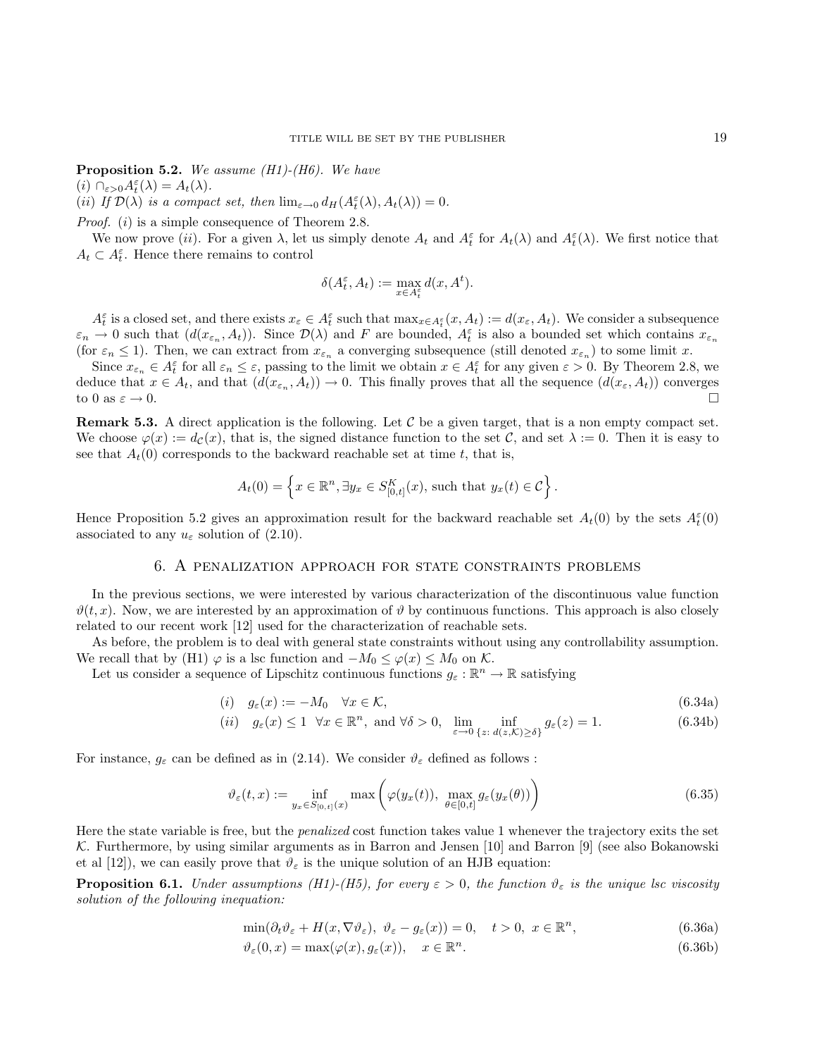**Proposition 5.2.** *We assume (H1)-(H6). We have*
*(i)* $\cap_{\varepsilon>0} A_t^\varepsilon(\lambda) = A_t(\lambda)$.
*(ii) If* $\mathcal{D}(\lambda)$ *is a compact set, then* $\lim_{\varepsilon\to 0} d_H(A_t^\varepsilon(\lambda), A_t(\lambda)) = 0$.

*Proof.* $(i)$ is a simple consequence of Theorem 2.8.

We now prove $(ii)$. For a given $\lambda$, let us simply denote $A_t$ and $A_t^\varepsilon$ for $A_t(\lambda)$ and $A_t^\varepsilon(\lambda)$. We first notice that $A_t \subset A_t^\varepsilon$. Hence there remains to control

$$\delta(A_t^\varepsilon, A_t) := \max_{x\in A_t^\varepsilon} d(x, A^t).$$

$A_t^\varepsilon$ is a closed set, and there exists $x_\varepsilon \in A_t^\varepsilon$ such that $\max_{x\in A_t^\varepsilon}(x, A_t) := d(x_\varepsilon, A_t)$. We consider a subsequence $\varepsilon_n \to 0$ such that $(d(x_{\varepsilon_n}, A_t))$. Since $\mathcal{D}(\lambda)$ and $F$ are bounded, $A_t^\varepsilon$ is also a bounded set which contains $x_{\varepsilon_n}$ (for $\varepsilon_n \leq 1$). Then, we can extract from $x_{\varepsilon_n}$ a converging subsequence (still denoted $x_{\varepsilon_n}$) to some limit $x$.

Since $x_{\varepsilon_n} \in A_t^\varepsilon$ for all $\varepsilon_n \leq \varepsilon$, passing to the limit we obtain $x \in A_t^\varepsilon$ for any given $\varepsilon > 0$. By Theorem 2.8, we deduce that $x \in A_t$, and that $(d(x_{\varepsilon_n}, A_t)) \to 0$. This finally proves that all the sequence $(d(x_\varepsilon, A_t))$ converges to 0 as $\varepsilon \to 0$. □

**Remark 5.3.** A direct application is the following. Let $\mathcal{C}$ be a given target, that is a non empty compact set. We choose $\varphi(x) := d_{\mathcal{C}}(x)$, that is, the signed distance function to the set $\mathcal{C}$, and set $\lambda := 0$. Then it is easy to see that $A_t(0)$ corresponds to the backward reachable set at time $t$, that is,

$$A_t(0) = \left\{ x \in \mathbb{R}^n, \exists y_x \in S_{[0,t]}^K(x), \text{ such that } y_x(t) \in \mathcal{C} \right\}.$$

Hence Proposition 5.2 gives an approximation result for the backward reachable set $A_t(0)$ by the sets $A_t^\varepsilon(0)$ associated to any $u_\varepsilon$ solution of (2.10).

## 6. A penalization approach for state constraints problems

In the previous sections, we were interested by various characterization of the discontinuous value function $\vartheta(t,x)$. Now, we are interested by an approximation of $\vartheta$ by continuous functions. This approach is also closely related to our recent work [12] used for the characterization of reachable sets.

As before, the problem is to deal with general state constraints without using any controllability assumption. We recall that by (H1) $\varphi$ is a lsc function and $-M_0 \leq \varphi(x) \leq M_0$ on $\mathcal{K}$.

Let us consider a sequence of Lipschitz continuous functions $g_\varepsilon : \mathbb{R}^n \to \mathbb{R}$ satisfying

$$(i) \quad g_\varepsilon(x) := -M_0 \quad \forall x \in \mathcal{K}, \tag{6.34a}$$

$$(ii) \quad g_\varepsilon(x) \leq 1 \ \ \forall x \in \mathbb{R}^n, \text{ and } \forall \delta > 0, \ \lim_{\varepsilon\to 0} \inf_{\{z:\, d(z,\mathcal{K})\geq\delta\}} g_\varepsilon(z) = 1. \tag{6.34b}$$

For instance, $g_\varepsilon$ can be defined as in (2.14). We consider $\vartheta_\varepsilon$ defined as follows :

$$\vartheta_\varepsilon(t,x) := \inf_{y_x\in S_{[0,t]}(x)} \max\left( \varphi(y_x(t)),\ \max_{\theta\in[0,t]} g_\varepsilon(y_x(\theta)) \right) \tag{6.35}$$

Here the state variable is free, but the *penalized* cost function takes value 1 whenever the trajectory exits the set $\mathcal{K}$. Furthermore, by using similar arguments as in Barron and Jensen [10] and Barron [9] (see also Bokanowski et al [12]), we can easily prove that $\vartheta_\varepsilon$ is the unique solution of an HJB equation:

**Proposition 6.1.** *Under assumptions (H1)-(H5), for every* $\varepsilon > 0$*, the function* $\vartheta_\varepsilon$ *is the unique lsc viscosity solution of the following inequation:*

$$\min(\partial_t \vartheta_\varepsilon + H(x, \nabla\vartheta_\varepsilon),\ \vartheta_\varepsilon - g_\varepsilon(x)) = 0, \quad t > 0,\ x \in \mathbb{R}^n, \tag{6.36a}$$

$$\vartheta_\varepsilon(0,x) = \max(\varphi(x), g_\varepsilon(x)), \quad x \in \mathbb{R}^n. \tag{6.36b}$$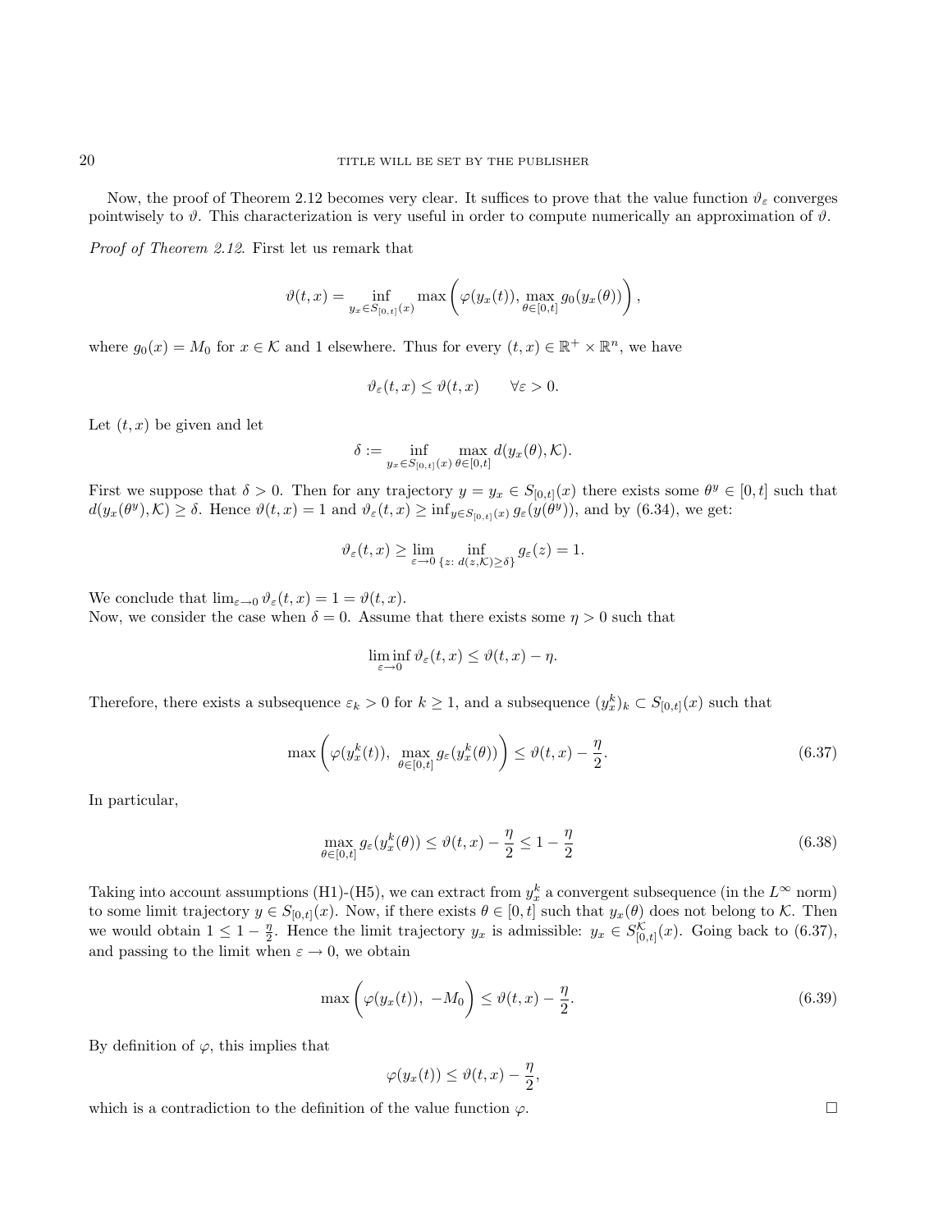Now, the proof of Theorem 2.12 becomes very clear. It suffices to prove that the value function $\vartheta_\varepsilon$ converges pointwisely to $\vartheta$. This characterization is very useful in order to compute numerically an approximation of $\vartheta$.

*Proof of Theorem 2.12.* First let us remark that

$$\vartheta(t,x) = \inf_{y_x \in S_{[0,t]}(x)} \max\left(\varphi(y_x(t)),\, \max_{\theta\in[0,t]} g_0(y_x(\theta))\right),$$

where $g_0(x) = M_0$ for $x \in \mathcal{K}$ and 1 elsewhere. Thus for every $(t,x) \in \mathbb{R}^+ \times \mathbb{R}^n$, we have

$$\vartheta_\varepsilon(t,x) \leq \vartheta(t,x) \qquad \forall \varepsilon > 0.$$

Let $(t,x)$ be given and let

$$\delta := \inf_{y_x \in S_{[0,t]}(x)} \max_{\theta\in[0,t]} d(y_x(\theta), \mathcal{K}).$$

First we suppose that $\delta > 0$. Then for any trajectory $y = y_x \in S_{[0,t]}(x)$ there exists some $\theta^y \in [0,t]$ such that $d(y_x(\theta^y), \mathcal{K}) \geq \delta$. Hence $\vartheta(t,x) = 1$ and $\vartheta_\varepsilon(t,x) \geq \inf_{y \in S_{[0,t]}(x)} g_\varepsilon(y(\theta^y))$, and by (6.34), we get:

$$\vartheta_\varepsilon(t,x) \geq \lim_{\varepsilon\to 0} \inf_{\{z:\ d(z,\mathcal{K})\geq\delta\}} g_\varepsilon(z) = 1.$$

We conclude that $\lim_{\varepsilon\to 0} \vartheta_\varepsilon(t,x) = 1 = \vartheta(t,x)$.
Now, we consider the case when $\delta = 0$. Assume that there exists some $\eta > 0$ such that

$$\liminf_{\varepsilon\to 0} \vartheta_\varepsilon(t,x) \leq \vartheta(t,x) - \eta.$$

Therefore, there exists a subsequence $\varepsilon_k > 0$ for $k \geq 1$, and a subsequence $(y_x^k)_k \subset S_{[0,t]}(x)$ such that

$$\max\left(\varphi(y_x^k(t)),\ \max_{\theta\in[0,t]} g_\varepsilon(y_x^k(\theta))\right) \leq \vartheta(t,x) - \frac{\eta}{2}. \tag{6.37}$$

In particular,

$$\max_{\theta\in[0,t]} g_\varepsilon(y_x^k(\theta)) \leq \vartheta(t,x) - \frac{\eta}{2} \leq 1 - \frac{\eta}{2} \tag{6.38}$$

Taking into account assumptions (H1)-(H5), we can extract from $y_x^k$ a convergent subsequence (in the $L^\infty$ norm) to some limit trajectory $y \in S_{[0,t]}(x)$. Now, if there exists $\theta \in [0,t]$ such that $y_x(\theta)$ does not belong to $\mathcal{K}$. Then we would obtain $1 \leq 1 - \frac{\eta}{2}$. Hence the limit trajectory $y_x$ is admissible: $y_x \in S^{\mathcal{K}}_{[0,t]}(x)$. Going back to (6.37), and passing to the limit when $\varepsilon \to 0$, we obtain

$$\max\left(\varphi(y_x(t)),\ -M_0\right) \leq \vartheta(t,x) - \frac{\eta}{2}. \tag{6.39}$$

By definition of $\varphi$, this implies that

$$\varphi(y_x(t)) \leq \vartheta(t,x) - \frac{\eta}{2},$$

which is a contradiction to the definition of the value function $\varphi$. $\square$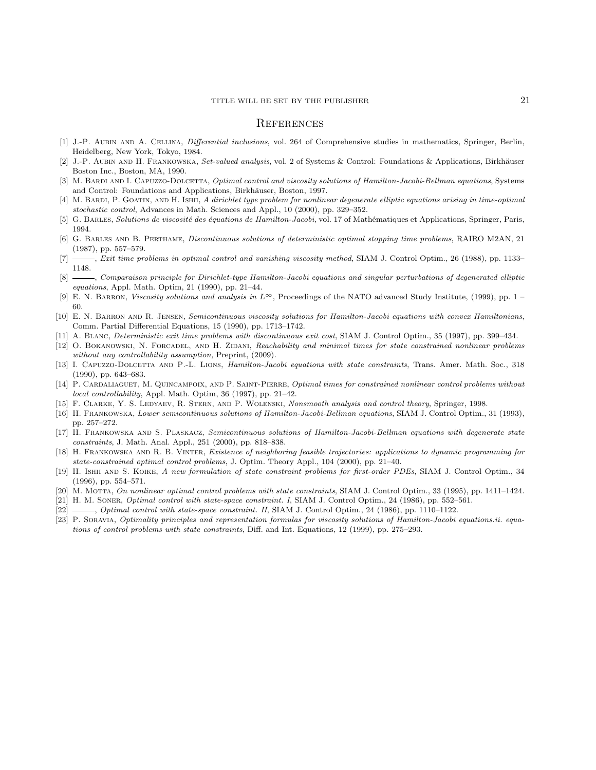## References

[1] J.-P. Aubin and A. Cellina, *Differential inclusions*, vol. 264 of Comprehensive studies in mathematics, Springer, Berlin, Heidelberg, New York, Tokyo, 1984.

[2] J.-P. Aubin and H. Frankowska, *Set-valued analysis*, vol. 2 of Systems & Control: Foundations & Applications, Birkhäuser Boston Inc., Boston, MA, 1990.

[3] M. Bardi and I. Capuzzo-Dolcetta, *Optimal control and viscosity solutions of Hamilton-Jacobi-Bellman equations*, Systems and Control: Foundations and Applications, Birkhäuser, Boston, 1997.

[4] M. Bardi, P. Goatin, and H. Ishii, *A dirichlet type problem for nonlinear degenerate elliptic equations arising in time-optimal stochastic control*, Advances in Math. Sciences and Appl., 10 (2000), pp. 329–352.

[5] G. Barles, *Solutions de viscosité des équations de Hamilton-Jacobi*, vol. 17 of Mathématiques et Applications, Springer, Paris, 1994.

[6] G. Barles and B. Perthame, *Discontinuous solutions of deterministic optimal stopping time problems*, RAIRO M2AN, 21 (1987), pp. 557–579.

[7] ———, *Exit time problems in optimal control and vanishing viscosity method*, SIAM J. Control Optim., 26 (1988), pp. 1133–1148.

[8] ———, *Comparaison principle for Dirichlet-type Hamilton-Jacobi equations and singular perturbations of degenerated elliptic equations*, Appl. Math. Optim, 21 (1990), pp. 21–44.

[9] E. N. Barron, *Viscosity solutions and analysis in $L^\infty$*, Proceedings of the NATO advanced Study Institute, (1999), pp. 1 – 60.

[10] E. N. Barron and R. Jensen, *Semicontinuous viscosity solutions for Hamilton-Jacobi equations with convex Hamiltonians*, Comm. Partial Differential Equations, 15 (1990), pp. 1713–1742.

[11] A. Blanc, *Deterministic exit time problems with discontinuous exit cost*, SIAM J. Control Optim., 35 (1997), pp. 399–434.

[12] O. Bokanowski, N. Forcadel, and H. Zidani, *Reachability and minimal times for state constrained nonlinear problems without any controllability assumption*, Preprint, (2009).

[13] I. Capuzzo-Dolcetta and P.-L. Lions, *Hamilton-Jacobi equations with state constraints*, Trans. Amer. Math. Soc., 318 (1990), pp. 643–683.

[14] P. Cardaliaguet, M. Quincampoix, and P. Saint-Pierre, *Optimal times for constrained nonlinear control problems without local controllability*, Appl. Math. Optim, 36 (1997), pp. 21–42.

[15] F. Clarke, Y. S. Ledyaev, R. Stern, and P. Wolenski, *Nonsmooth analysis and control theory*, Springer, 1998.

[16] H. Frankowska, *Lower semicontinuous solutions of Hamilton-Jacobi-Bellman equations*, SIAM J. Control Optim., 31 (1993), pp. 257–272.

[17] H. Frankowska and S. Plaskacz, *Semicontinuous solutions of Hamilton-Jacobi-Bellman equations with degenerate state constraints*, J. Math. Anal. Appl., 251 (2000), pp. 818–838.

[18] H. Frankowska and R. B. Vinter, *Existence of neighboring feasible trajectories: applications to dynamic programming for state-constrained optimal control problems*, J. Optim. Theory Appl., 104 (2000), pp. 21–40.

[19] H. Ishii and S. Koike, *A new formulation of state constraint problems for first-order PDEs*, SIAM J. Control Optim., 34 (1996), pp. 554–571.

[20] M. Motta, *On nonlinear optimal control problems with state constraints*, SIAM J. Control Optim., 33 (1995), pp. 1411–1424.

[21] H. M. Soner, *Optimal control with state-space constraint. I*, SIAM J. Control Optim., 24 (1986), pp. 552–561.

[22] ———, *Optimal control with state-space constraint. II*, SIAM J. Control Optim., 24 (1986), pp. 1110–1122.

[23] P. Soravia, *Optimality principles and representation formulas for viscosity solutions of Hamilton-Jacobi equations.ii. equations of control problems with state constraints*, Diff. and Int. Equations, 12 (1999), pp. 275–293.